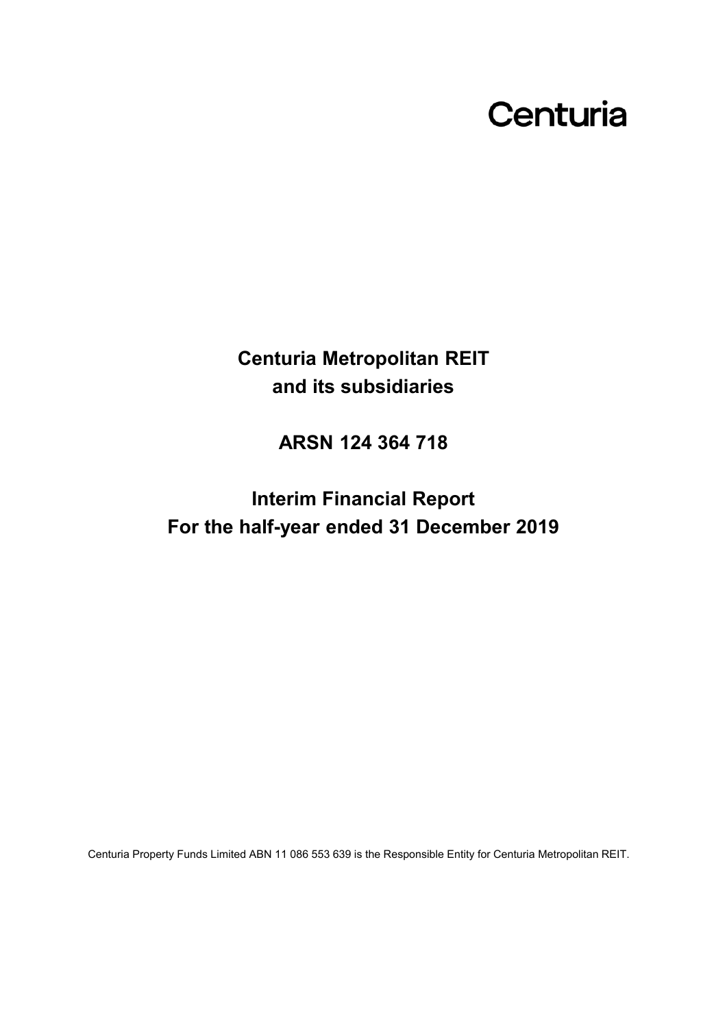Centuria

# Centuria Metropolitan REIT and its subsidiaries

## ARSN 124 364 718

## Interim Financial Report For the half-year ended 31 December 2019

Centuria Property Funds Limited ABN 11 086 553 639 is the Responsible Entity for Centuria Metropolitan REIT.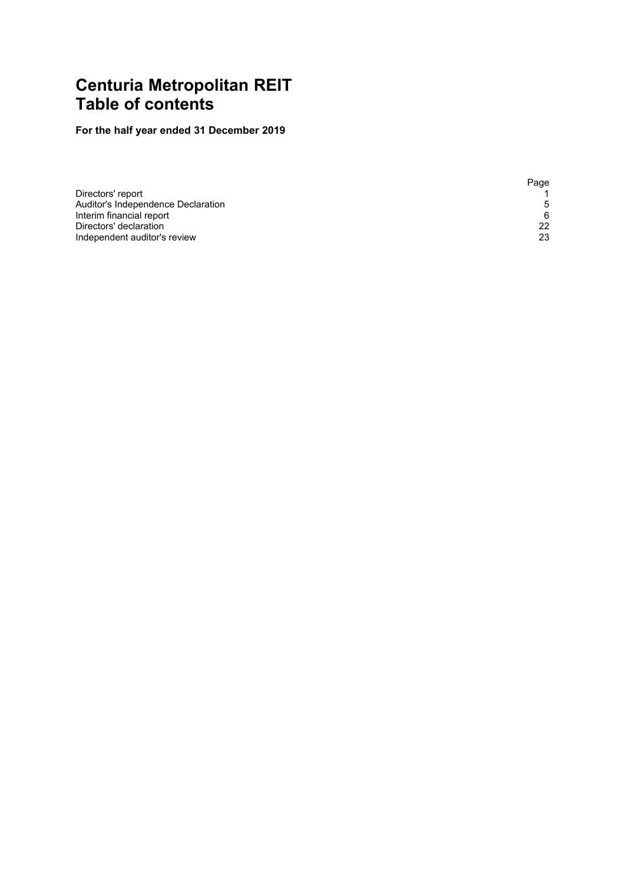# Centuria Metropolitan REIT
# Table of contents

**For the half year ended 31 December 2019**

| | Page |
|---|---|
| Directors' report | 1 |
| Auditor's Independence Declaration | 5 |
| Interim financial report | 6 |
| Directors' declaration | 22 |
| Independent auditor's review | 23 |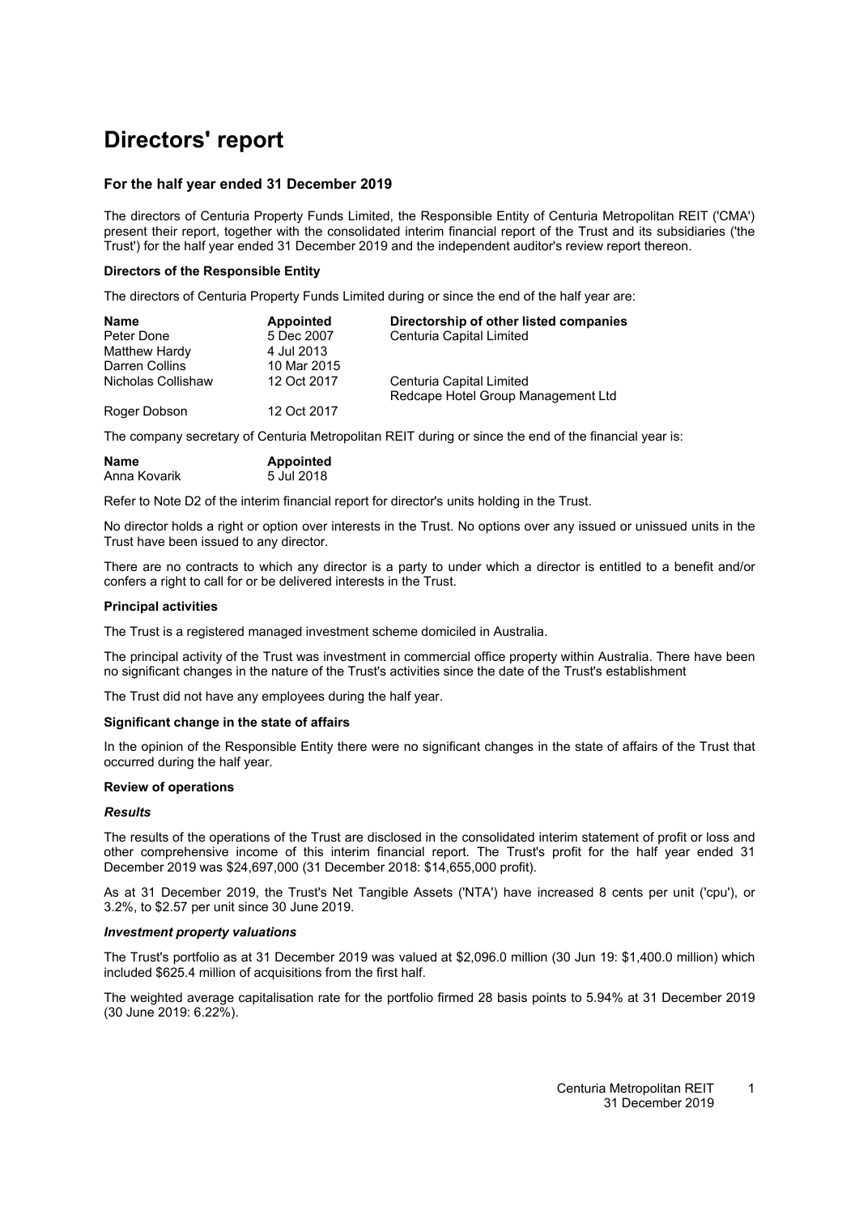# Directors' report

### For the half year ended 31 December 2019

The directors of Centuria Property Funds Limited, the Responsible Entity of Centuria Metropolitan REIT ('CMA') present their report, together with the consolidated interim financial report of the Trust and its subsidiaries ('the Trust') for the half year ended 31 December 2019 and the independent auditor's review report thereon.

**Directors of the Responsible Entity**

The directors of Centuria Property Funds Limited during or since the end of the half year are:

| Name | Appointed | Directorship of other listed companies |
| --- | --- | --- |
| Peter Done | 5 Dec 2007 | Centuria Capital Limited |
| Matthew Hardy | 4 Jul 2013 | |
| Darren Collins | 10 Mar 2015 | |
| Nicholas Collishaw | 12 Oct 2017 | Centuria Capital Limited<br>Redcape Hotel Group Management Ltd |
| Roger Dobson | 12 Oct 2017 | |

The company secretary of Centuria Metropolitan REIT during or since the end of the financial year is:

| Name | Appointed |
| --- | --- |
| Anna Kovarik | 5 Jul 2018 |

Refer to Note D2 of the interim financial report for director's units holding in the Trust.

No director holds a right or option over interests in the Trust. No options over any issued or unissued units in the Trust have been issued to any director.

There are no contracts to which any director is a party to under which a director is entitled to a benefit and/or confers a right to call for or be delivered interests in the Trust.

**Principal activities**

The Trust is a registered managed investment scheme domiciled in Australia.

The principal activity of the Trust was investment in commercial office property within Australia. There have been no significant changes in the nature of the Trust's activities since the date of the Trust's establishment

The Trust did not have any employees during the half year.

**Significant change in the state of affairs**

In the opinion of the Responsible Entity there were no significant changes in the state of affairs of the Trust that occurred during the half year.

**Review of operations**

***Results***

The results of the operations of the Trust are disclosed in the consolidated interim statement of profit or loss and other comprehensive income of this interim financial report. The Trust's profit for the half year ended 31 December 2019 was $24,697,000 (31 December 2018: $14,655,000 profit).

As at 31 December 2019, the Trust's Net Tangible Assets ('NTA') have increased 8 cents per unit ('cpu'), or 3.2%, to $2.57 per unit since 30 June 2019.

***Investment property valuations***

The Trust's portfolio as at 31 December 2019 was valued at $2,096.0 million (30 Jun 19: $1,400.0 million) which included $625.4 million of acquisitions from the first half.

The weighted average capitalisation rate for the portfolio firmed 28 basis points to 5.94% at 31 December 2019 (30 June 2019: 6.22%).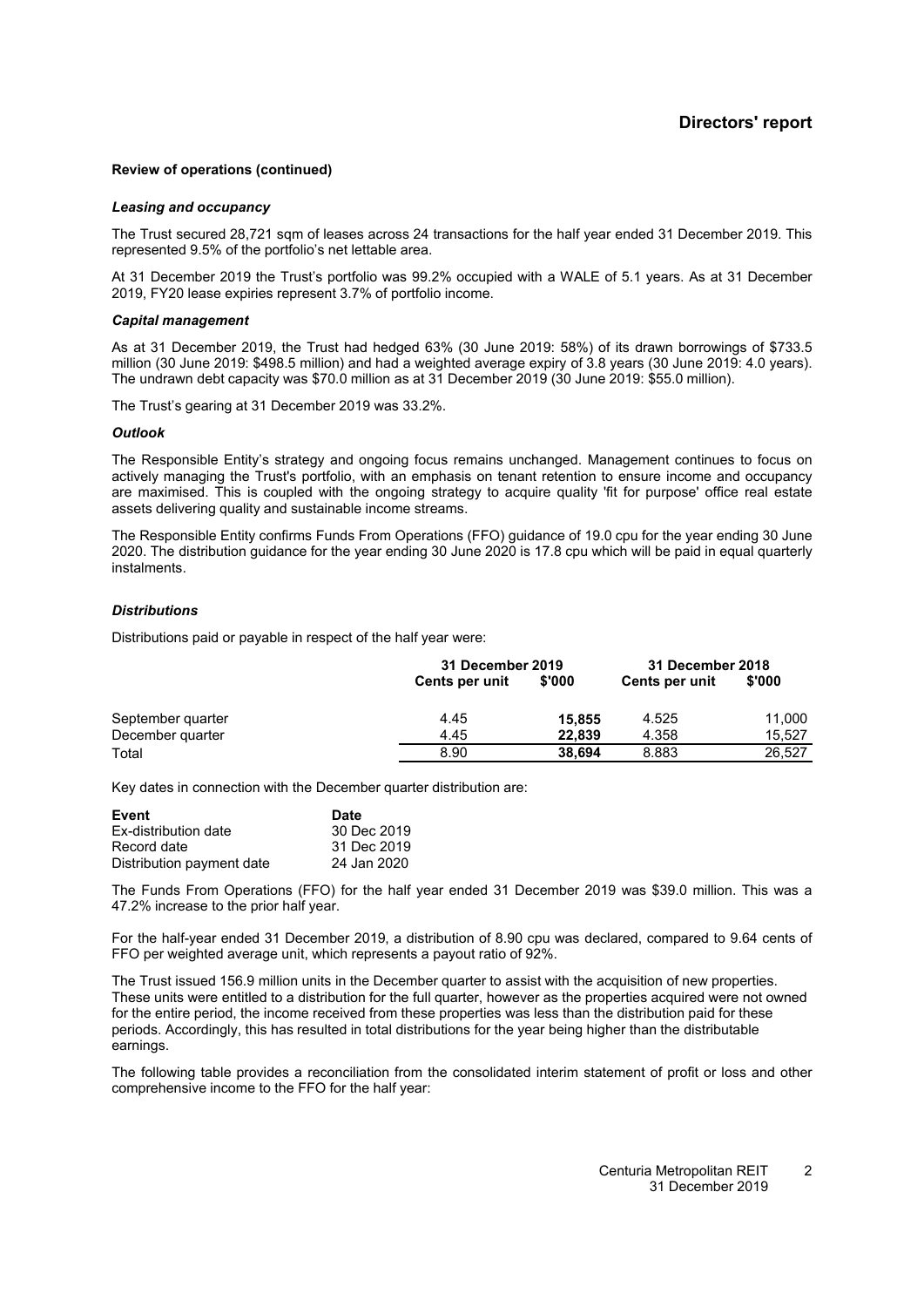## Directors' report

**Review of operations (continued)**

***Leasing and occupancy***

The Trust secured 28,721 sqm of leases across 24 transactions for the half year ended 31 December 2019. This represented 9.5% of the portfolio's net lettable area.

At 31 December 2019 the Trust's portfolio was 99.2% occupied with a WALE of 5.1 years. As at 31 December 2019, FY20 lease expiries represent 3.7% of portfolio income.

***Capital management***

As at 31 December 2019, the Trust had hedged 63% (30 June 2019: 58%) of its drawn borrowings of $733.5 million (30 June 2019: $498.5 million) and had a weighted average expiry of 3.8 years (30 June 2019: 4.0 years). The undrawn debt capacity was $70.0 million as at 31 December 2019 (30 June 2019: $55.0 million).

The Trust's gearing at 31 December 2019 was 33.2%.

***Outlook***

The Responsible Entity's strategy and ongoing focus remains unchanged. Management continues to focus on actively managing the Trust's portfolio, with an emphasis on tenant retention to ensure income and occupancy are maximised. This is coupled with the ongoing strategy to acquire quality 'fit for purpose' office real estate assets delivering quality and sustainable income streams.

The Responsible Entity confirms Funds From Operations (FFO) guidance of 19.0 cpu for the year ending 30 June 2020. The distribution guidance for the year ending 30 June 2020 is 17.8 cpu which will be paid in equal quarterly instalments.

***Distributions***

Distributions paid or payable in respect of the half year were:

| | 31 December 2019 | | 31 December 2018 | |
|---|---|---|---|---|
| | Cents per unit | $'000 | Cents per unit | $'000 |
| September quarter | 4.45 | **15,855** | 4.525 | 11,000 |
| December quarter | 4.45 | **22,839** | 4.358 | 15,527 |
| Total | 8.90 | **38,694** | 8.883 | 26,527 |

Key dates in connection with the December quarter distribution are:

| **Event** | **Date** |
|---|---|
| Ex-distribution date | 30 Dec 2019 |
| Record date | 31 Dec 2019 |
| Distribution payment date | 24 Jan 2020 |

The Funds From Operations (FFO) for the half year ended 31 December 2019 was $39.0 million. This was a 47.2% increase to the prior half year.

For the half-year ended 31 December 2019, a distribution of 8.90 cpu was declared, compared to 9.64 cents of FFO per weighted average unit, which represents a payout ratio of 92%.

The Trust issued 156.9 million units in the December quarter to assist with the acquisition of new properties. These units were entitled to a distribution for the full quarter, however as the properties acquired were not owned for the entire period, the income received from these properties was less than the distribution paid for these periods. Accordingly, this has resulted in total distributions for the year being higher than the distributable earnings.

The following table provides a reconciliation from the consolidated interim statement of profit or loss and other comprehensive income to the FFO for the half year: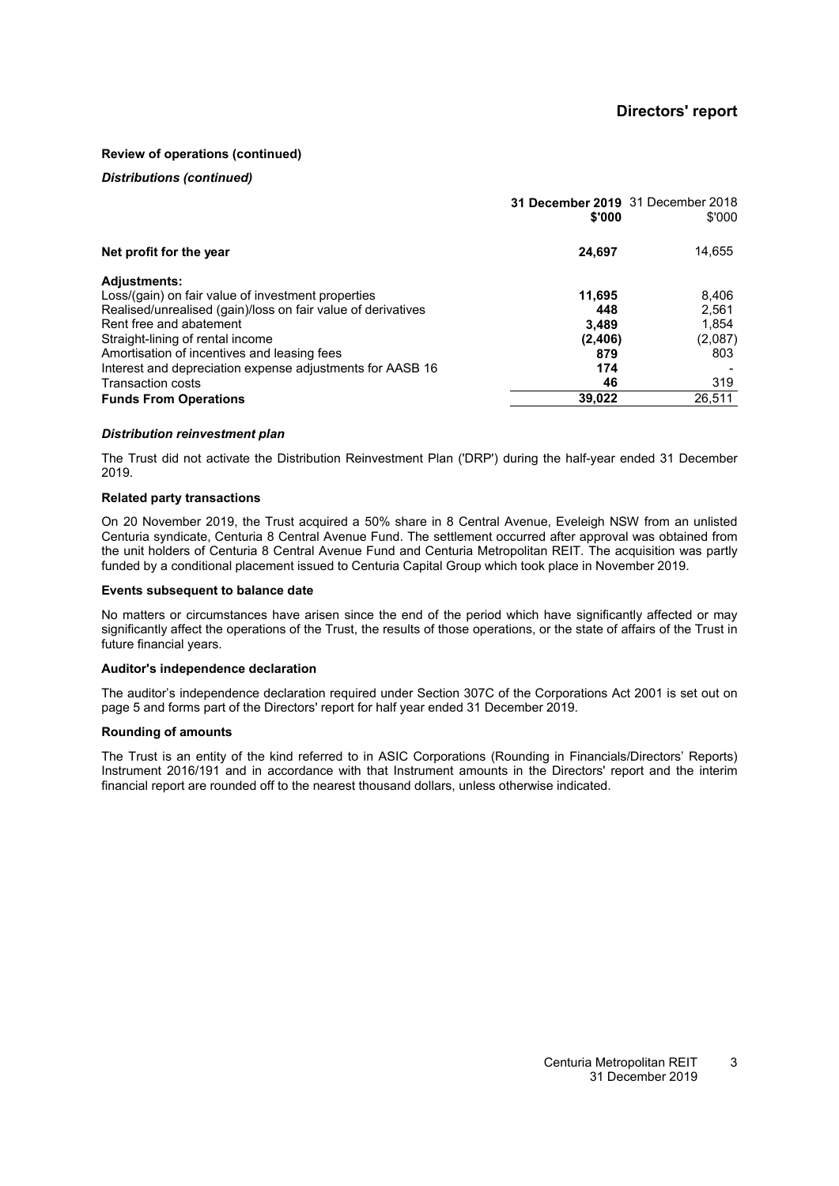**Review of operations (continued)**

***Distributions (continued)***

| | **31 December 2019 $'000** | 31 December 2018 $'000 |
|---|---|---|
| **Net profit for the year** | **24,697** | 14,655 |
| **Adjustments:** | | |
| Loss/(gain) on fair value of investment properties | **11,695** | 8,406 |
| Realised/unrealised (gain)/loss on fair value of derivatives | **448** | 2,561 |
| Rent free and abatement | **3,489** | 1,854 |
| Straight-lining of rental income | **(2,406)** | (2,087) |
| Amortisation of incentives and leasing fees | **879** | 803 |
| Interest and depreciation expense adjustments for AASB 16 | **174** | - |
| Transaction costs | **46** | 319 |
| **Funds From Operations** | **39,022** | 26,511 |

***Distribution reinvestment plan***

The Trust did not activate the Distribution Reinvestment Plan ('DRP') during the half-year ended 31 December 2019.

**Related party transactions**

On 20 November 2019, the Trust acquired a 50% share in 8 Central Avenue, Eveleigh NSW from an unlisted Centuria syndicate, Centuria 8 Central Avenue Fund. The settlement occurred after approval was obtained from the unit holders of Centuria 8 Central Avenue Fund and Centuria Metropolitan REIT. The acquisition was partly funded by a conditional placement issued to Centuria Capital Group which took place in November 2019.

**Events subsequent to balance date**

No matters or circumstances have arisen since the end of the period which have significantly affected or may significantly affect the operations of the Trust, the results of those operations, or the state of affairs of the Trust in future financial years.

**Auditor's independence declaration**

The auditor's independence declaration required under Section 307C of the Corporations Act 2001 is set out on page 5 and forms part of the Directors' report for half year ended 31 December 2019.

**Rounding of amounts**

The Trust is an entity of the kind referred to in ASIC Corporations (Rounding in Financials/Directors' Reports) Instrument 2016/191 and in accordance with that Instrument amounts in the Directors' report and the interim financial report are rounded off to the nearest thousand dollars, unless otherwise indicated.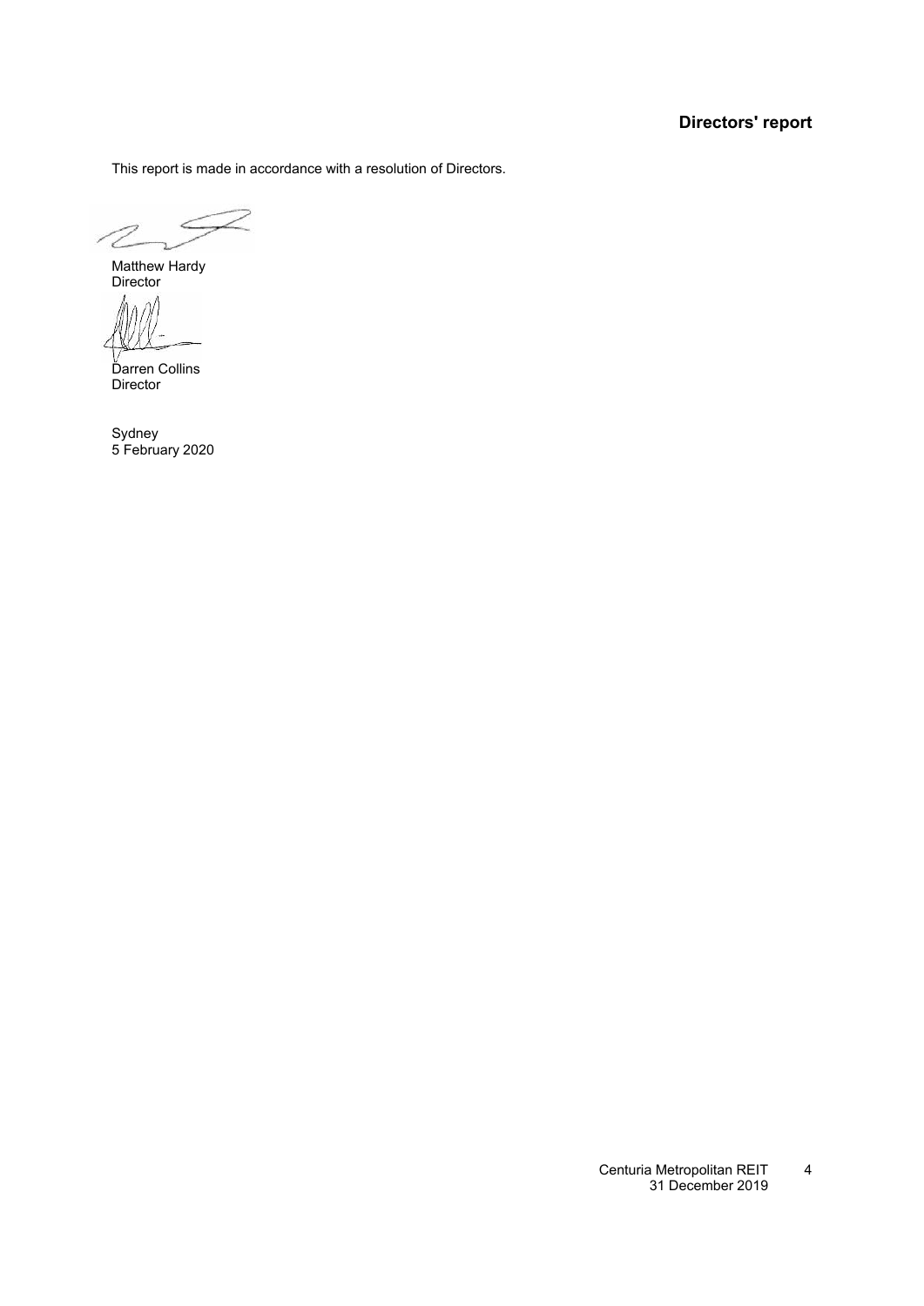# Directors' report

This report is made in accordance with a resolution of Directors.

Matthew Hardy
Director

Darren Collins
Director

Sydney
5 February 2020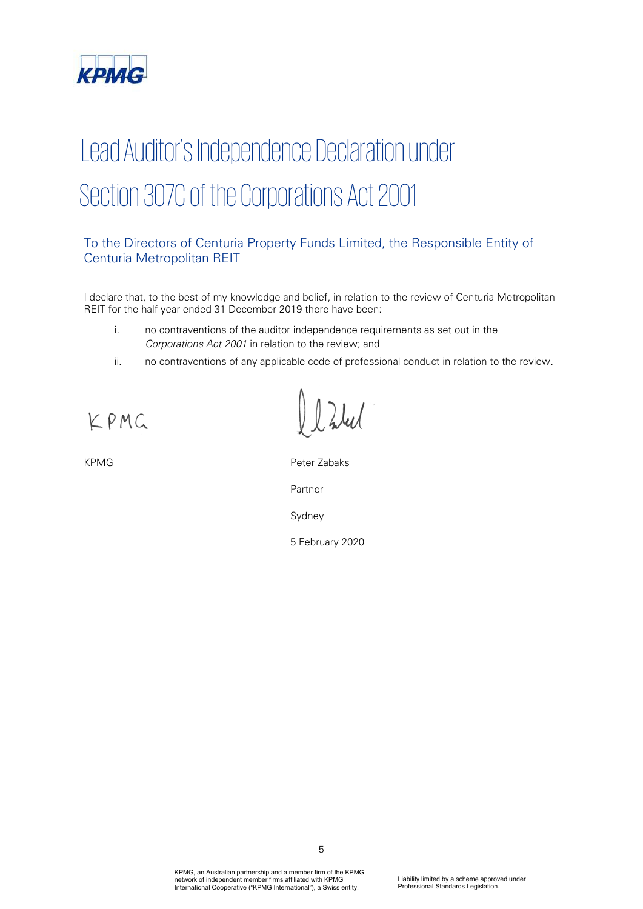# Lead Auditor's Independence Declaration under Section 307C of the Corporations Act 2001

## To the Directors of Centuria Property Funds Limited, the Responsible Entity of Centuria Metropolitan REIT

I declare that, to the best of my knowledge and belief, in relation to the review of Centuria Metropolitan REIT for the half-year ended 31 December 2019 there have been:

i. no contraventions of the auditor independence requirements as set out in the *Corporations Act 2001* in relation to the review; and

ii. no contraventions of any applicable code of professional conduct in relation to the review.

KPMG

KPMG

Peter Zabaks

Partner

Sydney

5 February 2020

KPMG, an Australian partnership and a member firm of the KPMG network of independent member firms affiliated with KPMG International Cooperative ("KPMG International"), a Swiss entity.

Liability limited by a scheme approved under Professional Standards Legislation.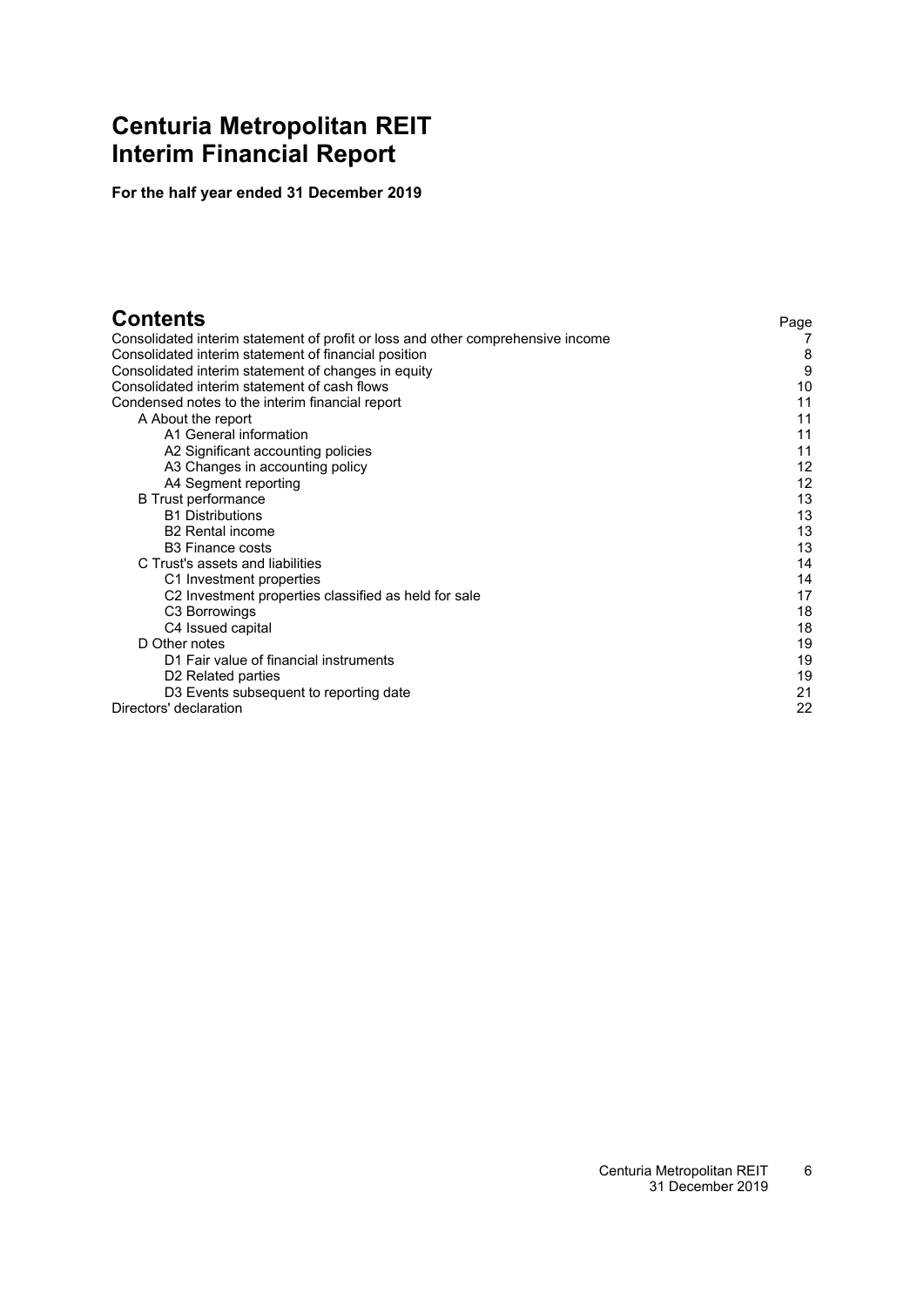# Centuria Metropolitan REIT
# Interim Financial Report

**For the half year ended 31 December 2019**

## Contents

| | Page |
|---|---|
| Consolidated interim statement of profit or loss and other comprehensive income | 7 |
| Consolidated interim statement of financial position | 8 |
| Consolidated interim statement of changes in equity | 9 |
| Consolidated interim statement of cash flows | 10 |
| Condensed notes to the interim financial report | 11 |
| A About the report | 11 |
| A1 General information | 11 |
| A2 Significant accounting policies | 11 |
| A3 Changes in accounting policy | 12 |
| A4 Segment reporting | 12 |
| B Trust performance | 13 |
| B1 Distributions | 13 |
| B2 Rental income | 13 |
| B3 Finance costs | 13 |
| C Trust's assets and liabilities | 14 |
| C1 Investment properties | 14 |
| C2 Investment properties classified as held for sale | 17 |
| C3 Borrowings | 18 |
| C4 Issued capital | 18 |
| D Other notes | 19 |
| D1 Fair value of financial instruments | 19 |
| D2 Related parties | 19 |
| D3 Events subsequent to reporting date | 21 |
| Directors' declaration | 22 |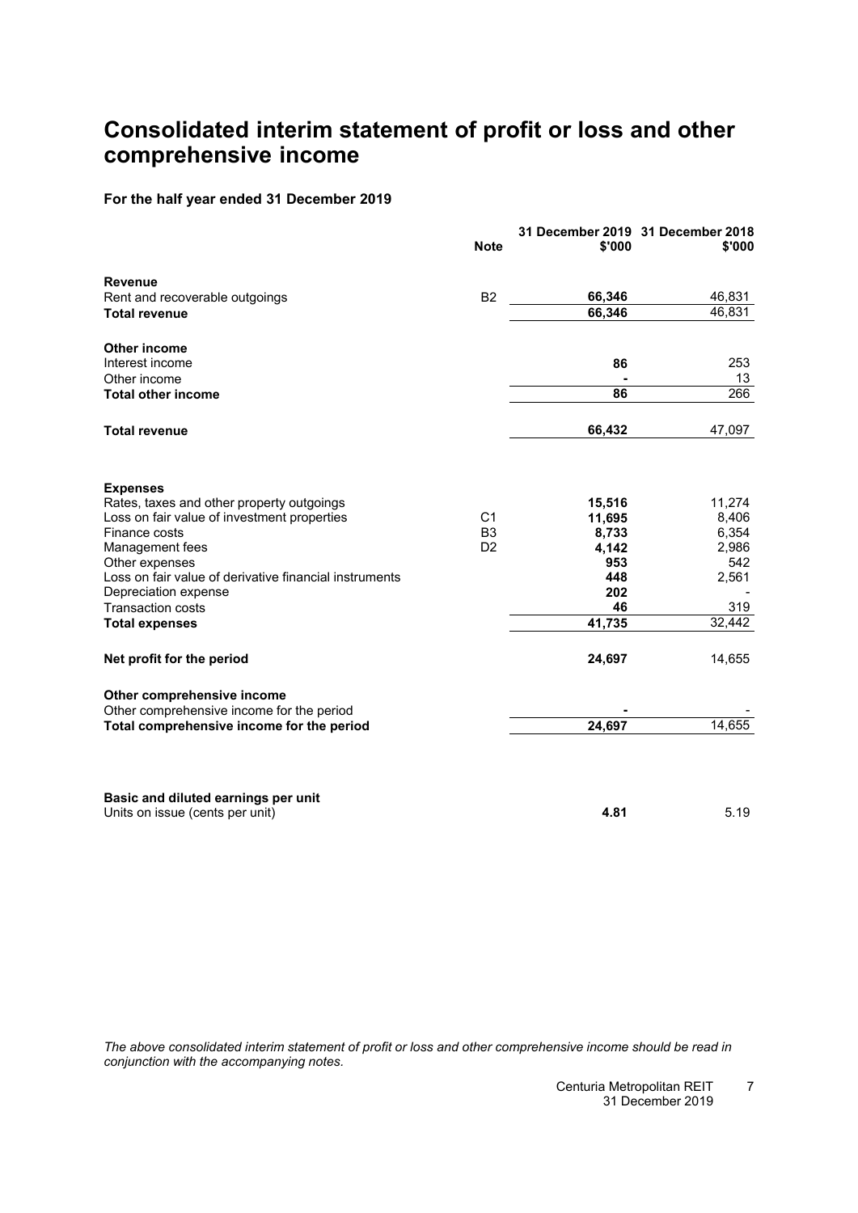# Consolidated interim statement of profit or loss and other comprehensive income

**For the half year ended 31 December 2019**

| | Note | 31 December 2019 $'000 | 31 December 2018 $'000 |
|---|---|---|---|
| **Revenue** | | | |
| Rent and recoverable outgoings | B2 | **66,346** | 46,831 |
| **Total revenue** | | **66,346** | 46,831 |
| | | | |
| **Other income** | | | |
| Interest income | | **86** | 253 |
| Other income | | **-** | 13 |
| **Total other income** | | **86** | 266 |
| | | | |
| **Total revenue** | | **66,432** | 47,097 |
| | | | |
| **Expenses** | | | |
| Rates, taxes and other property outgoings | | **15,516** | 11,274 |
| Loss on fair value of investment properties | C1 | **11,695** | 8,406 |
| Finance costs | B3 | **8,733** | 6,354 |
| Management fees | D2 | **4,142** | 2,986 |
| Other expenses | | **953** | 542 |
| Loss on fair value of derivative financial instruments | | **448** | 2,561 |
| Depreciation expense | | **202** | - |
| Transaction costs | | **46** | 319 |
| **Total expenses** | | **41,735** | 32,442 |
| | | | |
| **Net profit for the period** | | **24,697** | 14,655 |
| | | | |
| **Other comprehensive income** | | | |
| Other comprehensive income for the period | | **-** | - |
| **Total comprehensive income for the period** | | **24,697** | 14,655 |
| | | | |
| **Basic and diluted earnings per unit** | | | |
| Units on issue (cents per unit) | | **4.81** | 5.19 |

*The above consolidated interim statement of profit or loss and other comprehensive income should be read in conjunction with the accompanying notes.*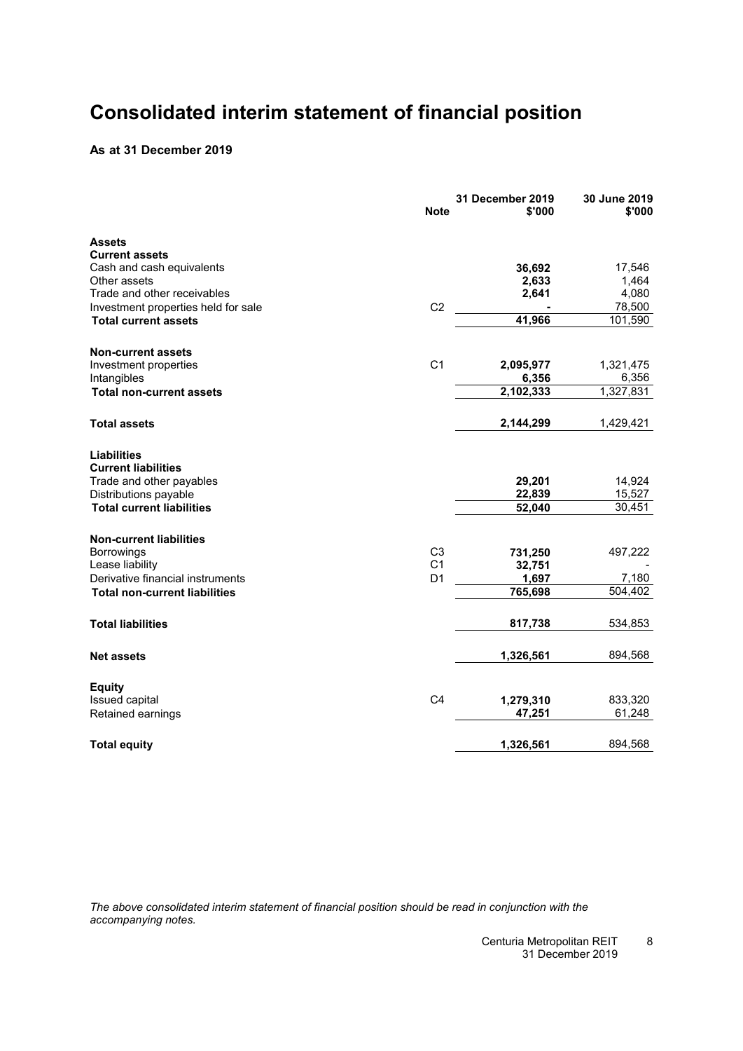# Consolidated interim statement of financial position

**As at 31 December 2019**

| | Note | 31 December 2019 $'000 | 30 June 2019 $'000 |
|---|---|---|---|
| **Assets** | | | |
| **Current assets** | | | |
| Cash and cash equivalents | | **36,692** | 17,546 |
| Other assets | | **2,633** | 1,464 |
| Trade and other receivables | | **2,641** | 4,080 |
| Investment properties held for sale | C2 | **-** | 78,500 |
| **Total current assets** | | **41,966** | 101,590 |
| | | | |
| **Non-current assets** | | | |
| Investment properties | C1 | **2,095,977** | 1,321,475 |
| Intangibles | | **6,356** | 6,356 |
| **Total non-current assets** | | **2,102,333** | 1,327,831 |
| | | | |
| **Total assets** | | **2,144,299** | 1,429,421 |
| | | | |
| **Liabilities** | | | |
| **Current liabilities** | | | |
| Trade and other payables | | **29,201** | 14,924 |
| Distributions payable | | **22,839** | 15,527 |
| **Total current liabilities** | | **52,040** | 30,451 |
| | | | |
| **Non-current liabilities** | | | |
| Borrowings | C3 | **731,250** | 497,222 |
| Lease liability | C1 | **32,751** | - |
| Derivative financial instruments | D1 | **1,697** | 7,180 |
| **Total non-current liabilities** | | **765,698** | 504,402 |
| | | | |
| **Total liabilities** | | **817,738** | 534,853 |
| | | | |
| **Net assets** | | **1,326,561** | 894,568 |
| | | | |
| **Equity** | | | |
| Issued capital | C4 | **1,279,310** | 833,320 |
| Retained earnings | | **47,251** | 61,248 |
| | | | |
| **Total equity** | | **1,326,561** | 894,568 |

*The above consolidated interim statement of financial position should be read in conjunction with the accompanying notes.*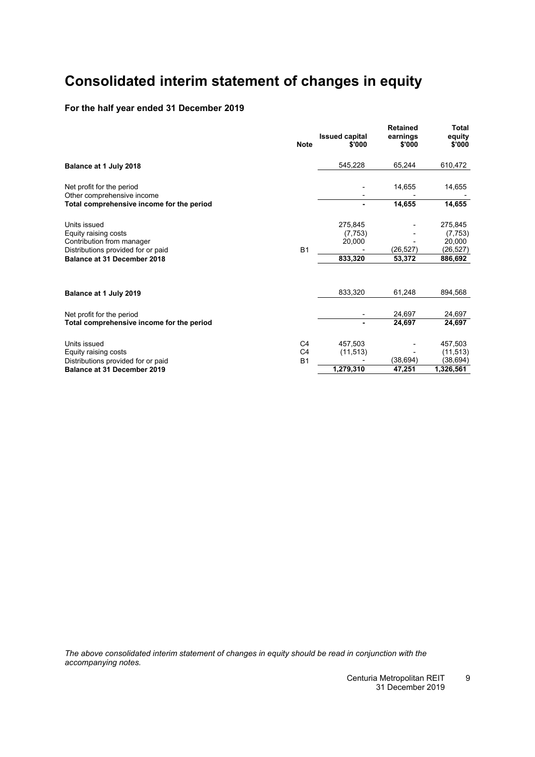# Consolidated interim statement of changes in equity

### For the half year ended 31 December 2019

| | Note | Issued capital $'000 | Retained earnings $'000 | Total equity $'000 |
|---|---|---|---|---|
| **Balance at 1 July 2018** | | 545,228 | 65,244 | 610,472 |
| Net profit for the period | | - | 14,655 | 14,655 |
| Other comprehensive income | | - | - | - |
| **Total comprehensive income for the period** | | **-** | **14,655** | **14,655** |
| Units issued | | 275,845 | - | 275,845 |
| Equity raising costs | | (7,753) | - | (7,753) |
| Contribution from manager | | 20,000 | - | 20,000 |
| Distributions provided for or paid | B1 | - | (26,527) | (26,527) |
| **Balance at 31 December 2018** | | **833,320** | **53,372** | **886,692** |
| | | | | |
| **Balance at 1 July 2019** | | 833,320 | 61,248 | 894,568 |
| Net profit for the period | | - | 24,697 | 24,697 |
| **Total comprehensive income for the period** | | **-** | **24,697** | **24,697** |
| Units issued | C4 | 457,503 | - | 457,503 |
| Equity raising costs | C4 | (11,513) | - | (11,513) |
| Distributions provided for or paid | B1 | - | (38,694) | (38,694) |
| **Balance at 31 December 2019** | | **1,279,310** | **47,251** | **1,326,561** |

*The above consolidated interim statement of changes in equity should be read in conjunction with the accompanying notes.*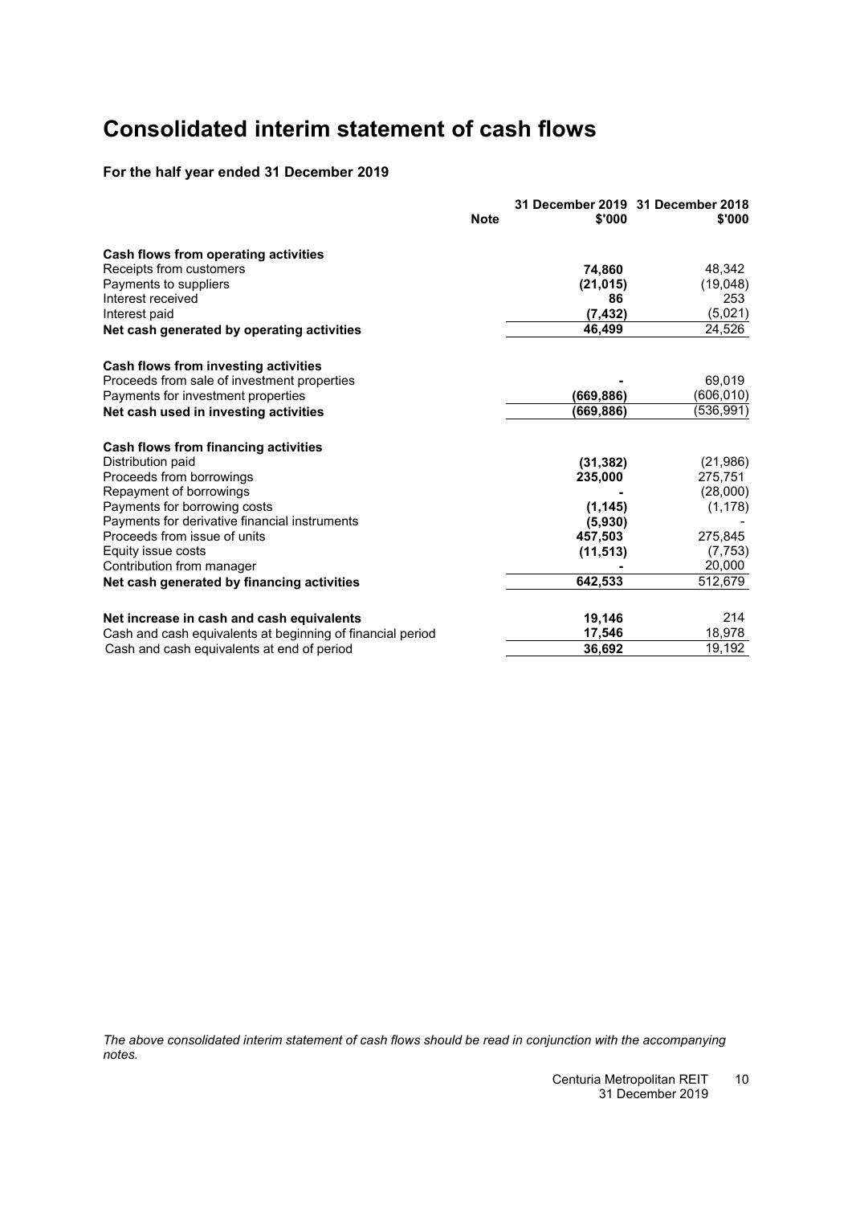# Consolidated interim statement of cash flows

**For the half year ended 31 December 2019**

| | Note | 31 December 2019 $'000 | 31 December 2018 $'000 |
|---|---|---|---|
| **Cash flows from operating activities** | | | |
| Receipts from customers | | **74,860** | 48,342 |
| Payments to suppliers | | **(21,015)** | (19,048) |
| Interest received | | **86** | 253 |
| Interest paid | | **(7,432)** | (5,021) |
| **Net cash generated by operating activities** | | **46,499** | 24,526 |
| | | | |
| **Cash flows from investing activities** | | | |
| Proceeds from sale of investment properties | | **-** | 69,019 |
| Payments for investment properties | | **(669,886)** | (606,010) |
| **Net cash used in investing activities** | | **(669,886)** | (536,991) |
| | | | |
| **Cash flows from financing activities** | | | |
| Distribution paid | | **(31,382)** | (21,986) |
| Proceeds from borrowings | | **235,000** | 275,751 |
| Repayment of borrowings | | **-** | (28,000) |
| Payments for borrowing costs | | **(1,145)** | (1,178) |
| Payments for derivative financial instruments | | **(5,930)** | - |
| Proceeds from issue of units | | **457,503** | 275,845 |
| Equity issue costs | | **(11,513)** | (7,753) |
| Contribution from manager | | **-** | 20,000 |
| **Net cash generated by financing activities** | | **642,533** | 512,679 |
| | | | |
| **Net increase in cash and cash equivalents** | | **19,146** | 214 |
| Cash and cash equivalents at beginning of financial period | | **17,546** | 18,978 |
| Cash and cash equivalents at end of period | | **36,692** | 19,192 |

*The above consolidated interim statement of cash flows should be read in conjunction with the accompanying notes.*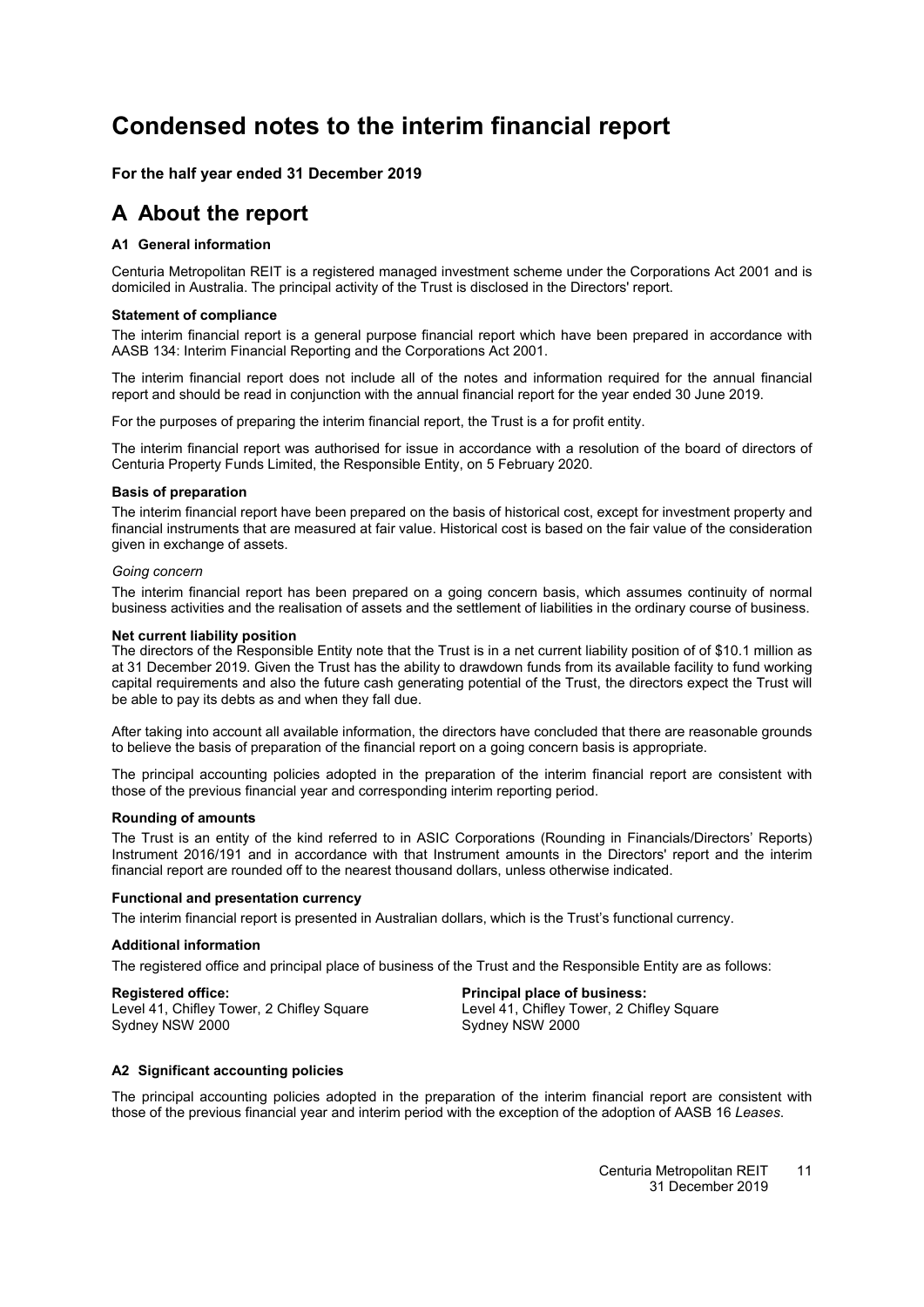# Condensed notes to the interim financial report

**For the half year ended 31 December 2019**

## A About the report

### A1 General information

Centuria Metropolitan REIT is a registered managed investment scheme under the Corporations Act 2001 and is domiciled in Australia. The principal activity of the Trust is disclosed in the Directors' report.

**Statement of compliance**

The interim financial report is a general purpose financial report which have been prepared in accordance with AASB 134: Interim Financial Reporting and the Corporations Act 2001.

The interim financial report does not include all of the notes and information required for the annual financial report and should be read in conjunction with the annual financial report for the year ended 30 June 2019.

For the purposes of preparing the interim financial report, the Trust is a for profit entity.

The interim financial report was authorised for issue in accordance with a resolution of the board of directors of Centuria Property Funds Limited, the Responsible Entity, on 5 February 2020.

**Basis of preparation**

The interim financial report have been prepared on the basis of historical cost, except for investment property and financial instruments that are measured at fair value. Historical cost is based on the fair value of the consideration given in exchange of assets.

*Going concern*

The interim financial report has been prepared on a going concern basis, which assumes continuity of normal business activities and the realisation of assets and the settlement of liabilities in the ordinary course of business.

**Net current liability position**

The directors of the Responsible Entity note that the Trust is in a net current liability position of of $10.1 million as at 31 December 2019. Given the Trust has the ability to drawdown funds from its available facility to fund working capital requirements and also the future cash generating potential of the Trust, the directors expect the Trust will be able to pay its debts as and when they fall due.

After taking into account all available information, the directors have concluded that there are reasonable grounds to believe the basis of preparation of the financial report on a going concern basis is appropriate.

The principal accounting policies adopted in the preparation of the interim financial report are consistent with those of the previous financial year and corresponding interim reporting period.

**Rounding of amounts**

The Trust is an entity of the kind referred to in ASIC Corporations (Rounding in Financials/Directors' Reports) Instrument 2016/191 and in accordance with that Instrument amounts in the Directors' report and the interim financial report are rounded off to the nearest thousand dollars, unless otherwise indicated.

**Functional and presentation currency**

The interim financial report is presented in Australian dollars, which is the Trust's functional currency.

**Additional information**

The registered office and principal place of business of the Trust and the Responsible Entity are as follows:

**Registered office:**
Level 41, Chifley Tower, 2 Chifley Square
Sydney NSW 2000

**Principal place of business:**
Level 41, Chifley Tower, 2 Chifley Square
Sydney NSW 2000

### A2 Significant accounting policies

The principal accounting policies adopted in the preparation of the interim financial report are consistent with those of the previous financial year and interim period with the exception of the adoption of AASB 16 *Leases*.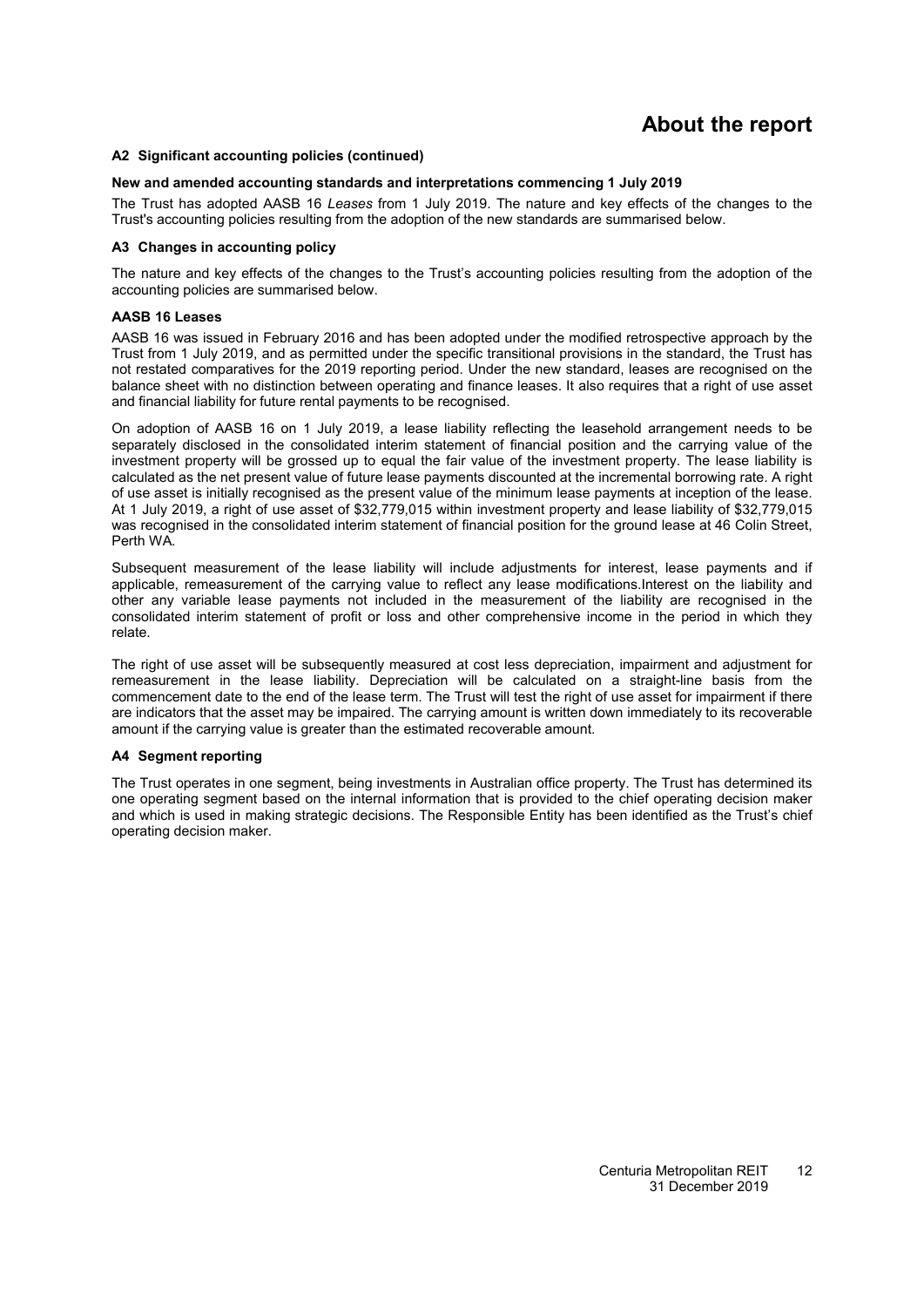## A2 Significant accounting policies (continued)

**New and amended accounting standards and interpretations commencing 1 July 2019**

The Trust has adopted AASB 16 *Leases* from 1 July 2019. The nature and key effects of the changes to the Trust's accounting policies resulting from the adoption of the new standards are summarised below.

## A3 Changes in accounting policy

The nature and key effects of the changes to the Trust's accounting policies resulting from the adoption of the accounting policies are summarised below.

**AASB 16 Leases**

AASB 16 was issued in February 2016 and has been adopted under the modified retrospective approach by the Trust from 1 July 2019, and as permitted under the specific transitional provisions in the standard, the Trust has not restated comparatives for the 2019 reporting period. Under the new standard, leases are recognised on the balance sheet with no distinction between operating and finance leases. It also requires that a right of use asset and financial liability for future rental payments to be recognised.

On adoption of AASB 16 on 1 July 2019, a lease liability reflecting the leasehold arrangement needs to be separately disclosed in the consolidated interim statement of financial position and the carrying value of the investment property will be grossed up to equal the fair value of the investment property. The lease liability is calculated as the net present value of future lease payments discounted at the incremental borrowing rate. A right of use asset is initially recognised as the present value of the minimum lease payments at inception of the lease. At 1 July 2019, a right of use asset of $32,779,015 within investment property and lease liability of $32,779,015 was recognised in the consolidated interim statement of financial position for the ground lease at 46 Colin Street, Perth WA.

Subsequent measurement of the lease liability will include adjustments for interest, lease payments and if applicable, remeasurement of the carrying value to reflect any lease modifications.Interest on the liability and other any variable lease payments not included in the measurement of the liability are recognised in the consolidated interim statement of profit or loss and other comprehensive income in the period in which they relate.

The right of use asset will be subsequently measured at cost less depreciation, impairment and adjustment for remeasurement in the lease liability. Depreciation will be calculated on a straight-line basis from the commencement date to the end of the lease term. The Trust will test the right of use asset for impairment if there are indicators that the asset may be impaired. The carrying amount is written down immediately to its recoverable amount if the carrying value is greater than the estimated recoverable amount.

## A4 Segment reporting

The Trust operates in one segment, being investments in Australian office property. The Trust has determined its one operating segment based on the internal information that is provided to the chief operating decision maker and which is used in making strategic decisions. The Responsible Entity has been identified as the Trust's chief operating decision maker.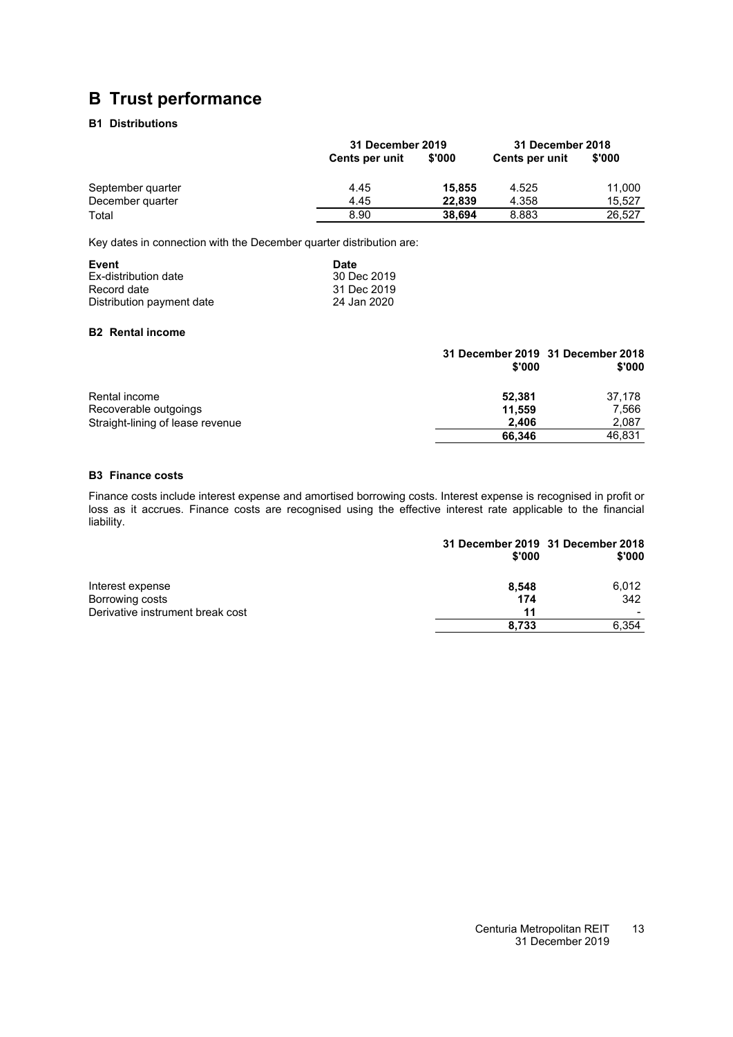# B Trust performance

### B1 Distributions

| | 31 December 2019 | | 31 December 2018 | |
|---|---|---|---|---|
| | Cents per unit | $'000 | Cents per unit | $'000 |
| September quarter | 4.45 | **15,855** | 4.525 | 11,000 |
| December quarter | 4.45 | **22,839** | 4.358 | 15,527 |
| Total | 8.90 | **38,694** | 8.883 | 26,527 |

Key dates in connection with the December quarter distribution are:

| Event | Date |
|---|---|
| Ex-distribution date | 30 Dec 2019 |
| Record date | 31 Dec 2019 |
| Distribution payment date | 24 Jan 2020 |

### B2 Rental income

| | 31 December 2019 $'000 | 31 December 2018 $'000 |
|---|---|---|
| Rental income | **52,381** | 37,178 |
| Recoverable outgoings | **11,559** | 7,566 |
| Straight-lining of lease revenue | **2,406** | 2,087 |
| | **66,346** | 46,831 |

### B3 Finance costs

Finance costs include interest expense and amortised borrowing costs. Interest expense is recognised in profit or loss as it accrues. Finance costs are recognised using the effective interest rate applicable to the financial liability.

| | 31 December 2019 $'000 | 31 December 2018 $'000 |
|---|---|---|
| Interest expense | **8,548** | 6,012 |
| Borrowing costs | **174** | 342 |
| Derivative instrument break cost | **11** | - |
| | **8,733** | 6,354 |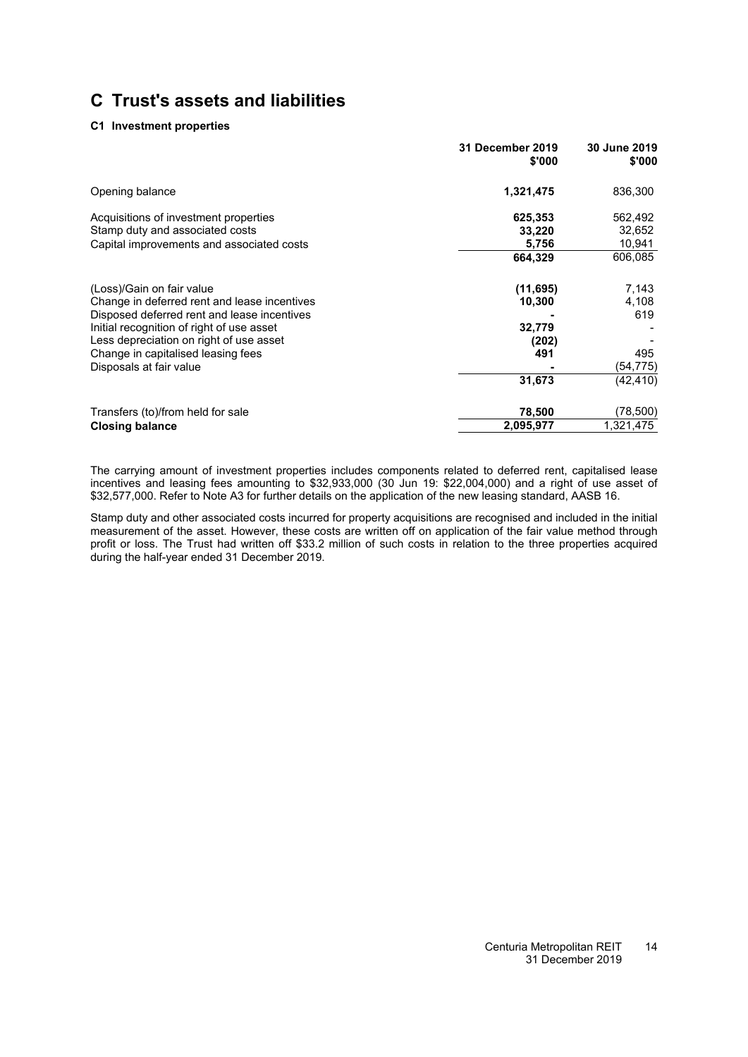# C Trust's assets and liabilities

### C1 Investment properties

| | 31 December 2019 $'000 | 30 June 2019 $'000 |
|---|---|---|
| Opening balance | **1,321,475** | 836,300 |
| | | |
| Acquisitions of investment properties | **625,353** | 562,492 |
| Stamp duty and associated costs | **33,220** | 32,652 |
| Capital improvements and associated costs | **5,756** | 10,941 |
| | **664,329** | 606,085 |
| | | |
| (Loss)/Gain on fair value | **(11,695)** | 7,143 |
| Change in deferred rent and lease incentives | **10,300** | 4,108 |
| Disposed deferred rent and lease incentives | **-** | 619 |
| Initial recognition of right of use asset | **32,779** | - |
| Less depreciation on right of use asset | **(202)** | - |
| Change in capitalised leasing fees | **491** | 495 |
| Disposals at fair value | **-** | (54,775) |
| | **31,673** | (42,410) |
| | | |
| Transfers (to)/from held for sale | **78,500** | (78,500) |
| **Closing balance** | **2,095,977** | 1,321,475 |

The carrying amount of investment properties includes components related to deferred rent, capitalised lease incentives and leasing fees amounting to $32,933,000 (30 Jun 19: $22,004,000) and a right of use asset of $32,577,000. Refer to Note A3 for further details on the application of the new leasing standard, AASB 16.

Stamp duty and other associated costs incurred for property acquisitions are recognised and included in the initial measurement of the asset. However, these costs are written off on application of the fair value method through profit or loss. The Trust had written off $33.2 million of such costs in relation to the three properties acquired during the half-year ended 31 December 2019.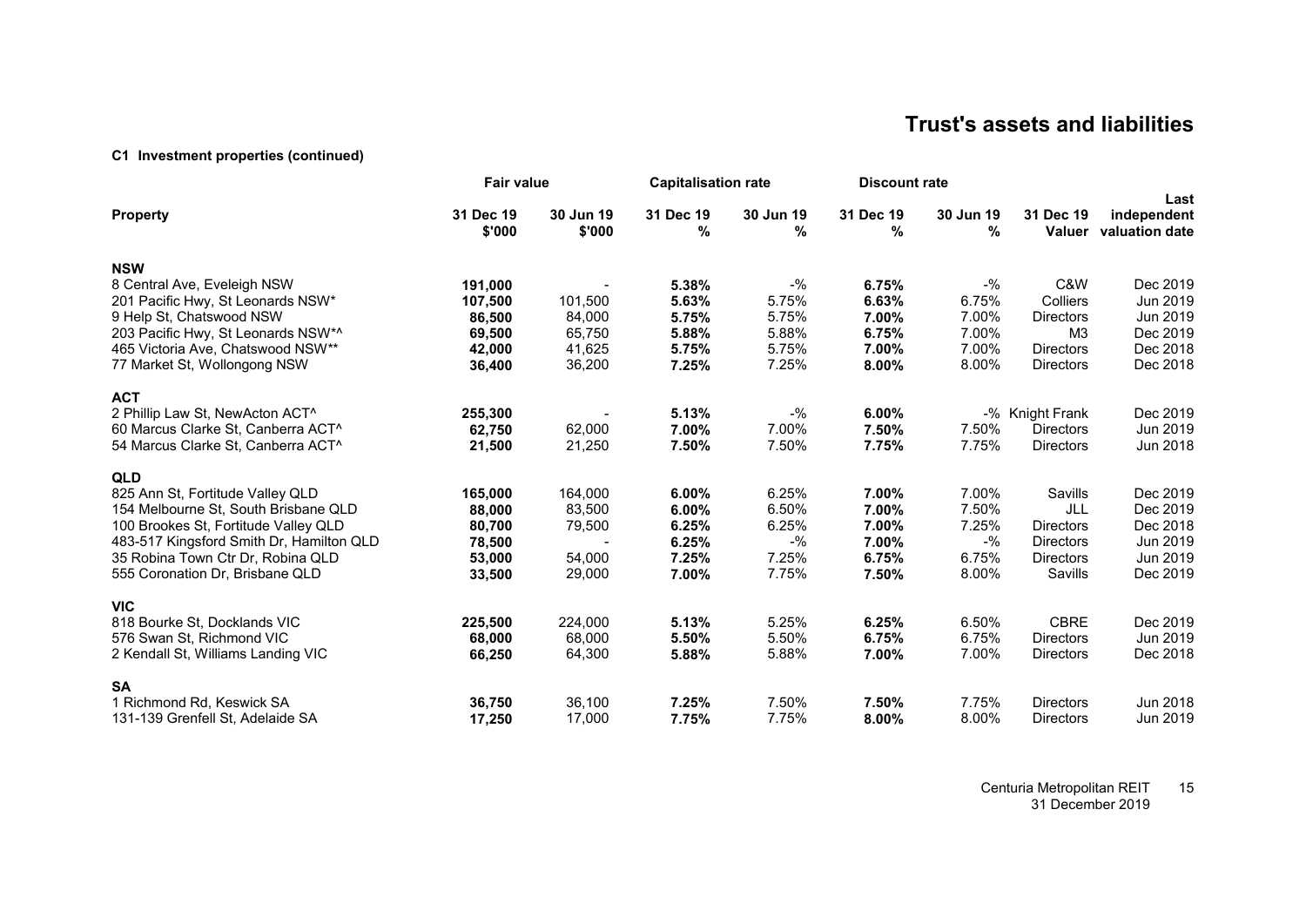# Trust's assets and liabilities

### C1 Investment properties (continued)

| Property | Fair value | | Capitalisation rate | | Discount rate | | | |
|---|---|---|---|---|---|---|---|---|
| | 31 Dec 19 $'000 | 30 Jun 19 $'000 | 31 Dec 19 % | 30 Jun 19 % | 31 Dec 19 % | 30 Jun 19 % | 31 Dec 19 Valuer | Last independent valuation date |
| **NSW** | | | | | | | | |
| 8 Central Ave, Eveleigh NSW | **191,000** | - | **5.38%** | -% | **6.75%** | -% | C&W | Dec 2019 |
| 201 Pacific Hwy, St Leonards NSW* | **107,500** | 101,500 | **5.63%** | 5.75% | **6.63%** | 6.75% | Colliers | Jun 2019 |
| 9 Help St, Chatswood NSW | **86,500** | 84,000 | **5.75%** | 5.75% | **7.00%** | 7.00% | Directors | Jun 2019 |
| 203 Pacific Hwy, St Leonards NSW*^ | **69,500** | 65,750 | **5.88%** | 5.88% | **6.75%** | 7.00% | M3 | Dec 2019 |
| 465 Victoria Ave, Chatswood NSW** | **42,000** | 41,625 | **5.75%** | 5.75% | **7.00%** | 7.00% | Directors | Dec 2018 |
| 77 Market St, Wollongong NSW | **36,400** | 36,200 | **7.25%** | 7.25% | **8.00%** | 8.00% | Directors | Dec 2018 |
| **ACT** | | | | | | | | |
| 2 Phillip Law St, NewActon ACT^ | **255,300** | - | **5.13%** | -% | **6.00%** | -% | Knight Frank | Dec 2019 |
| 60 Marcus Clarke St, Canberra ACT^ | **62,750** | 62,000 | **7.00%** | 7.00% | **7.50%** | 7.50% | Directors | Jun 2019 |
| 54 Marcus Clarke St, Canberra ACT^ | **21,500** | 21,250 | **7.50%** | 7.50% | **7.75%** | 7.75% | Directors | Jun 2018 |
| **QLD** | | | | | | | | |
| 825 Ann St, Fortitude Valley QLD | **165,000** | 164,000 | **6.00%** | 6.25% | **7.00%** | 7.00% | Savills | Dec 2019 |
| 154 Melbourne St, South Brisbane QLD | **88,000** | 83,500 | **6.00%** | 6.50% | **7.00%** | 7.50% | JLL | Dec 2019 |
| 100 Brookes St, Fortitude Valley QLD | **80,700** | 79,500 | **6.25%** | 6.25% | **7.00%** | 7.25% | Directors | Dec 2018 |
| 483-517 Kingsford Smith Dr, Hamilton QLD | **78,500** | - | **6.25%** | -% | **7.00%** | -% | Directors | Jun 2019 |
| 35 Robina Town Ctr Dr, Robina QLD | **53,000** | 54,000 | **7.25%** | 7.25% | **6.75%** | 6.75% | Directors | Jun 2019 |
| 555 Coronation Dr, Brisbane QLD | **33,500** | 29,000 | **7.00%** | 7.75% | **7.50%** | 8.00% | Savills | Dec 2019 |
| **VIC** | | | | | | | | |
| 818 Bourke St, Docklands VIC | **225,500** | 224,000 | **5.13%** | 5.25% | **6.25%** | 6.50% | CBRE | Dec 2019 |
| 576 Swan St, Richmond VIC | **68,000** | 68,000 | **5.50%** | 5.50% | **6.75%** | 6.75% | Directors | Jun 2019 |
| 2 Kendall St, Williams Landing VIC | **66,250** | 64,300 | **5.88%** | 5.88% | **7.00%** | 7.00% | Directors | Dec 2018 |
| **SA** | | | | | | | | |
| 1 Richmond Rd, Keswick SA | **36,750** | 36,100 | **7.25%** | 7.50% | **7.50%** | 7.75% | Directors | Jun 2018 |
| 131-139 Grenfell St, Adelaide SA | **17,250** | 17,000 | **7.75%** | 7.75% | **8.00%** | 8.00% | Directors | Jun 2019 |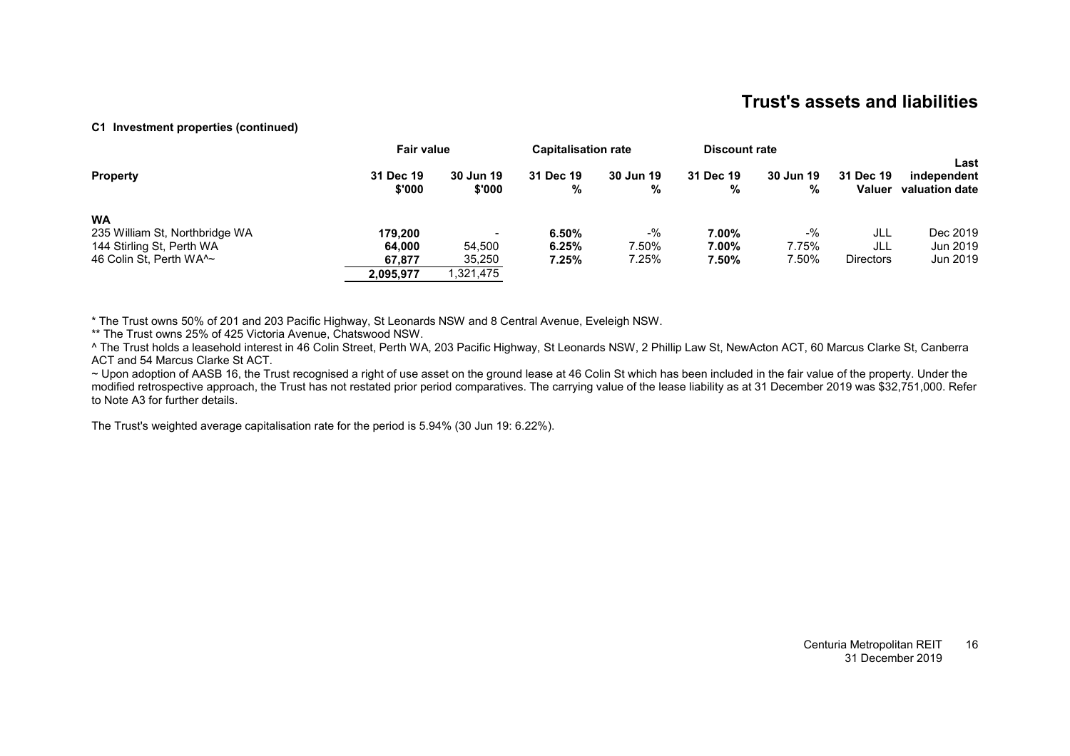# Trust's assets and liabilities

**C1 Investment properties (continued)**

| Property | Fair value | | Capitalisation rate | | Discount rate | | | Last |
|---|---|---|---|---|---|---|---|---|
| | 31 Dec 19 $'000 | 30 Jun 19 $'000 | 31 Dec 19 % | 30 Jun 19 % | 31 Dec 19 % | 30 Jun 19 % | 31 Dec 19 Valuer | independent valuation date |
| **WA** | | | | | | | | |
| 235 William St, Northbridge WA | **179,200** | - | **6.50%** | -% | **7.00%** | -% | JLL | Dec 2019 |
| 144 Stirling St, Perth WA | **64,000** | 54,500 | **6.25%** | 7.50% | **7.00%** | 7.75% | JLL | Jun 2019 |
| 46 Colin St, Perth WA^~ | **67,877** | 35,250 | **7.25%** | 7.25% | **7.50%** | 7.50% | Directors | Jun 2019 |
| | **2,095,977** | 1,321,475 | | | | | | |

* The Trust owns 50% of 201 and 203 Pacific Highway, St Leonards NSW and 8 Central Avenue, Eveleigh NSW.

** The Trust owns 25% of 425 Victoria Avenue, Chatswood NSW.

^ The Trust holds a leasehold interest in 46 Colin Street, Perth WA, 203 Pacific Highway, St Leonards NSW, 2 Phillip Law St, NewActon ACT, 60 Marcus Clarke St, Canberra ACT and 54 Marcus Clarke St ACT.

~ Upon adoption of AASB 16, the Trust recognised a right of use asset on the ground lease at 46 Colin St which has been included in the fair value of the property. Under the modified retrospective approach, the Trust has not restated prior period comparatives. The carrying value of the lease liability as at 31 December 2019 was $32,751,000. Refer to Note A3 for further details.

The Trust's weighted average capitalisation rate for the period is 5.94% (30 Jun 19: 6.22%).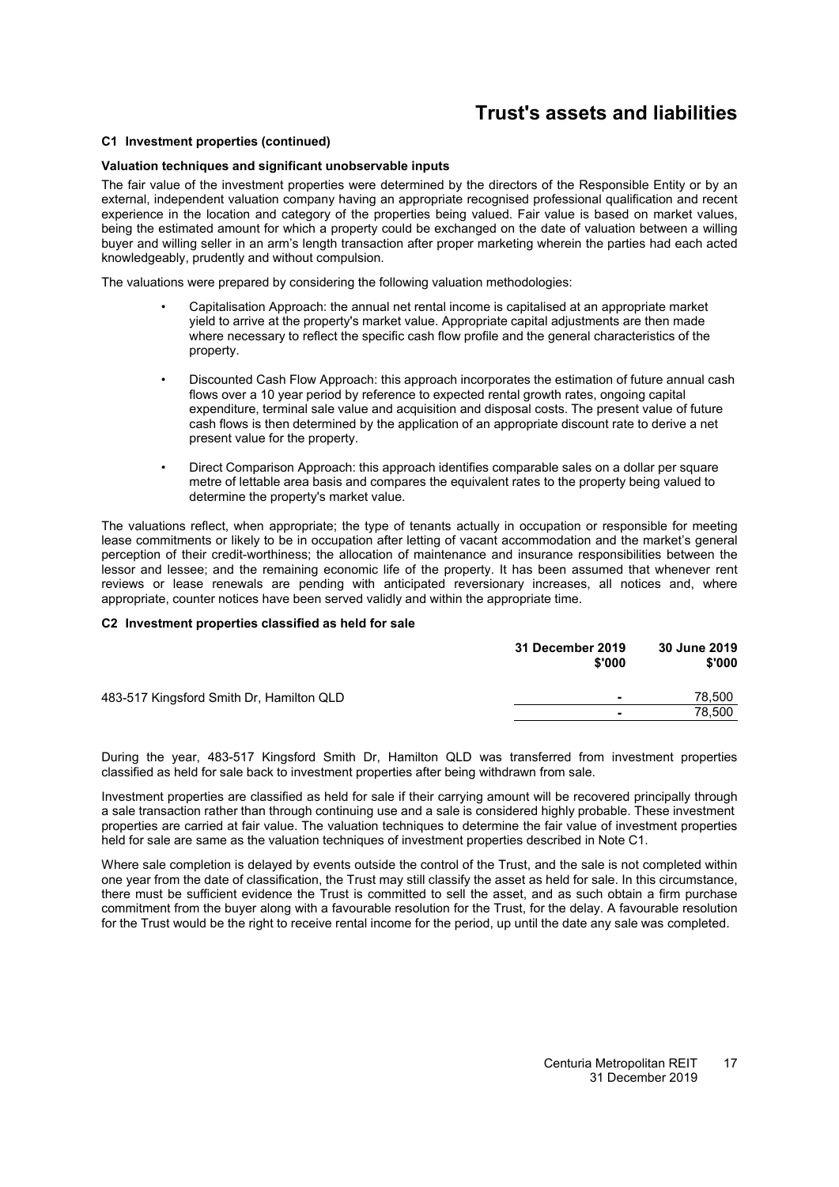# Trust's assets and liabilities

### C1 Investment properties (continued)

**Valuation techniques and significant unobservable inputs**

The fair value of the investment properties were determined by the directors of the Responsible Entity or by an external, independent valuation company having an appropriate recognised professional qualification and recent experience in the location and category of the properties being valued. Fair value is based on market values, being the estimated amount for which a property could be exchanged on the date of valuation between a willing buyer and willing seller in an arm's length transaction after proper marketing wherein the parties had each acted knowledgeably, prudently and without compulsion.

The valuations were prepared by considering the following valuation methodologies:

- Capitalisation Approach: the annual net rental income is capitalised at an appropriate market yield to arrive at the property's market value. Appropriate capital adjustments are then made where necessary to reflect the specific cash flow profile and the general characteristics of the property.
- Discounted Cash Flow Approach: this approach incorporates the estimation of future annual cash flows over a 10 year period by reference to expected rental growth rates, ongoing capital expenditure, terminal sale value and acquisition and disposal costs. The present value of future cash flows is then determined by the application of an appropriate discount rate to derive a net present value for the property.
- Direct Comparison Approach: this approach identifies comparable sales on a dollar per square metre of lettable area basis and compares the equivalent rates to the property being valued to determine the property's market value.

The valuations reflect, when appropriate; the type of tenants actually in occupation or responsible for meeting lease commitments or likely to be in occupation after letting of vacant accommodation and the market's general perception of their credit-worthiness; the allocation of maintenance and insurance responsibilities between the lessor and lessee; and the remaining economic life of the property. It has been assumed that whenever rent reviews or lease renewals are pending with anticipated reversionary increases, all notices and, where appropriate, counter notices have been served validly and within the appropriate time.

### C2 Investment properties classified as held for sale

| | 31 December 2019 $'000 | 30 June 2019 $'000 |
|---|---|---|
| 483-517 Kingsford Smith Dr, Hamilton QLD | - | 78,500 |
| | - | 78,500 |

During the year, 483-517 Kingsford Smith Dr, Hamilton QLD was transferred from investment properties classified as held for sale back to investment properties after being withdrawn from sale.

Investment properties are classified as held for sale if their carrying amount will be recovered principally through a sale transaction rather than through continuing use and a sale is considered highly probable. These investment properties are carried at fair value. The valuation techniques to determine the fair value of investment properties held for sale are same as the valuation techniques of investment properties described in Note C1.

Where sale completion is delayed by events outside the control of the Trust, and the sale is not completed within one year from the date of classification, the Trust may still classify the asset as held for sale. In this circumstance, there must be sufficient evidence the Trust is committed to sell the asset, and as such obtain a firm purchase commitment from the buyer along with a favourable resolution for the Trust, for the delay. A favourable resolution for the Trust would be the right to receive rental income for the period, up until the date any sale was completed.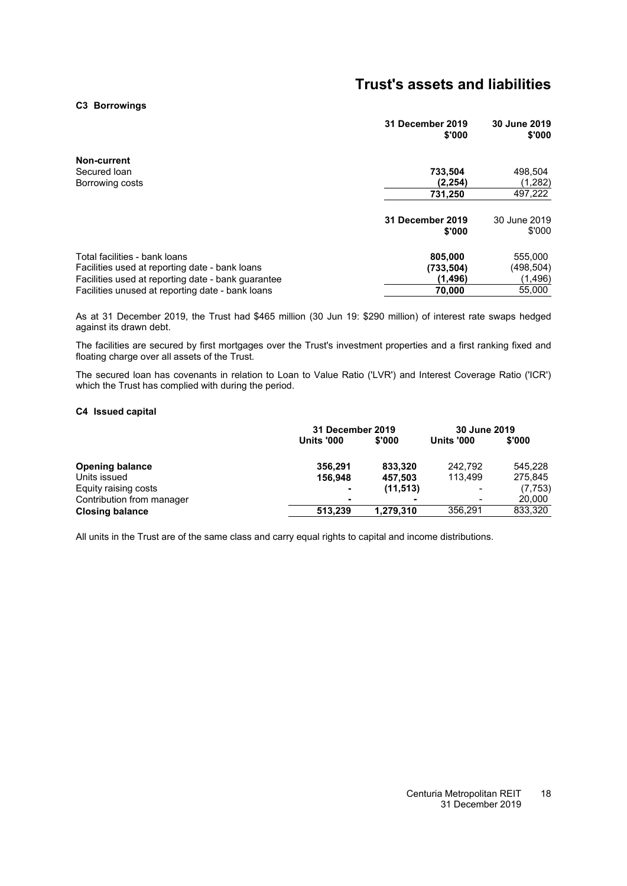# Trust's assets and liabilities

### C3 Borrowings

| | 31 December 2019 $'000 | 30 June 2019 $'000 |
|---|---|---|
| **Non-current** | | |
| Secured loan | **733,504** | 498,504 |
| Borrowing costs | **(2,254)** | (1,282) |
| | **731,250** | 497,222 |

| | 31 December 2019 $'000 | 30 June 2019 $'000 |
|---|---|---|
| Total facilities - bank loans | **805,000** | 555,000 |
| Facilities used at reporting date - bank loans | **(733,504)** | (498,504) |
| Facilities used at reporting date - bank guarantee | **(1,496)** | (1,496) |
| Facilities unused at reporting date - bank loans | **70,000** | 55,000 |

As at 31 December 2019, the Trust had $465 million (30 Jun 19: $290 million) of interest rate swaps hedged against its drawn debt.

The facilities are secured by first mortgages over the Trust's investment properties and a first ranking fixed and floating charge over all assets of the Trust.

The secured loan has covenants in relation to Loan to Value Ratio ('LVR') and Interest Coverage Ratio ('ICR') which the Trust has complied with during the period.

### C4 Issued capital

| | 31 December 2019 | | 30 June 2019 | |
|---|---|---|---|---|
| | Units '000 | $'000 | Units '000 | $'000 |
| **Opening balance** | **356,291** | **833,320** | 242,792 | 545,228 |
| Units issued | **156,948** | **457,503** | 113,499 | 275,845 |
| Equity raising costs | **-** | **(11,513)** | - | (7,753) |
| Contribution from manager | **-** | **-** | - | 20,000 |
| **Closing balance** | **513,239** | **1,279,310** | 356,291 | 833,320 |

All units in the Trust are of the same class and carry equal rights to capital and income distributions.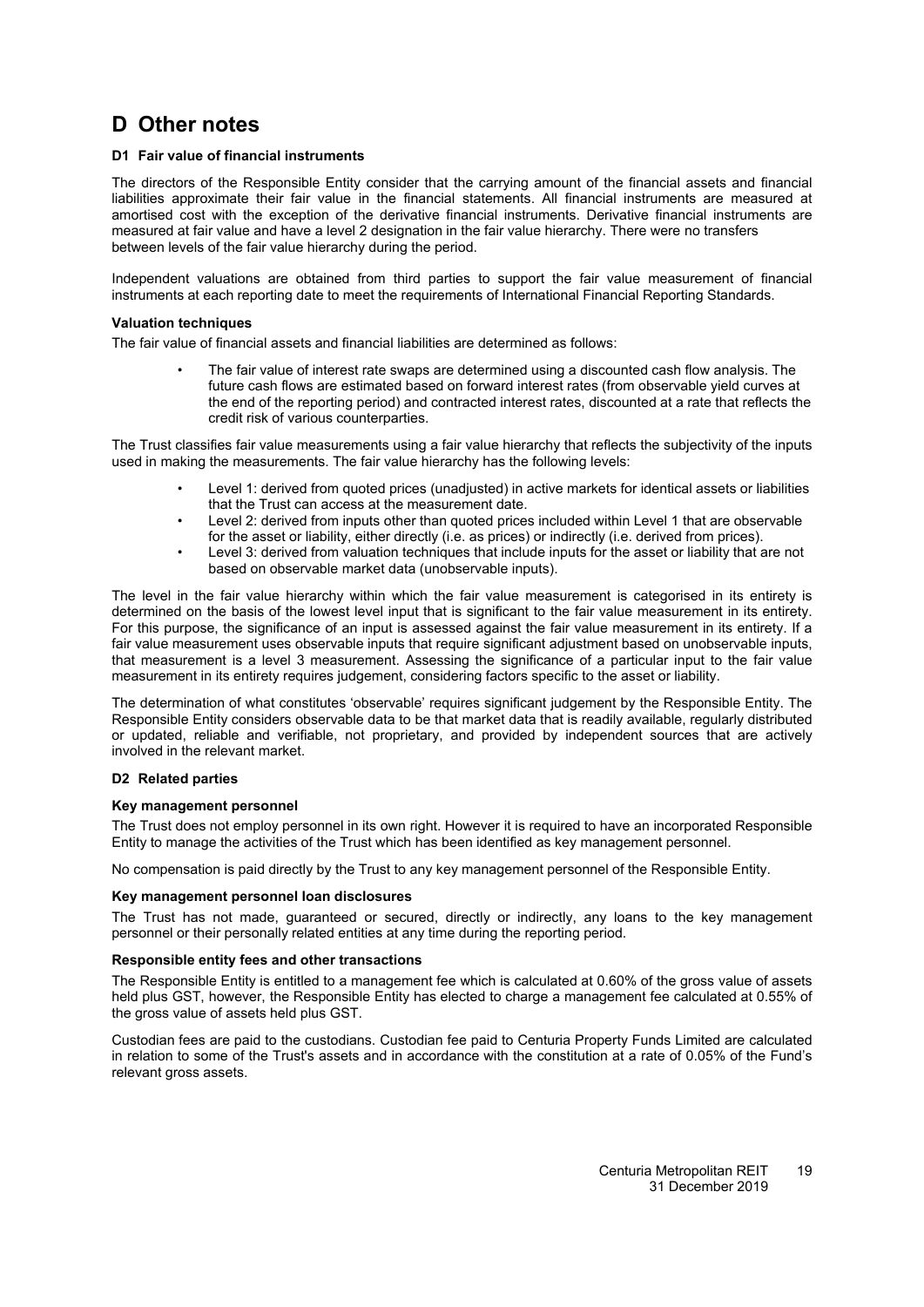# D Other notes

### D1 Fair value of financial instruments

The directors of the Responsible Entity consider that the carrying amount of the financial assets and financial liabilities approximate their fair value in the financial statements. All financial instruments are measured at amortised cost with the exception of the derivative financial instruments. Derivative financial instruments are measured at fair value and have a level 2 designation in the fair value hierarchy. There were no transfers between levels of the fair value hierarchy during the period.

Independent valuations are obtained from third parties to support the fair value measurement of financial instruments at each reporting date to meet the requirements of International Financial Reporting Standards.

#### Valuation techniques

The fair value of financial assets and financial liabilities are determined as follows:

- The fair value of interest rate swaps are determined using a discounted cash flow analysis. The future cash flows are estimated based on forward interest rates (from observable yield curves at the end of the reporting period) and contracted interest rates, discounted at a rate that reflects the credit risk of various counterparties.

The Trust classifies fair value measurements using a fair value hierarchy that reflects the subjectivity of the inputs used in making the measurements. The fair value hierarchy has the following levels:

- Level 1: derived from quoted prices (unadjusted) in active markets for identical assets or liabilities that the Trust can access at the measurement date.
- Level 2: derived from inputs other than quoted prices included within Level 1 that are observable for the asset or liability, either directly (i.e. as prices) or indirectly (i.e. derived from prices).
- Level 3: derived from valuation techniques that include inputs for the asset or liability that are not based on observable market data (unobservable inputs).

The level in the fair value hierarchy within which the fair value measurement is categorised in its entirety is determined on the basis of the lowest level input that is significant to the fair value measurement in its entirety. For this purpose, the significance of an input is assessed against the fair value measurement in its entirety. If a fair value measurement uses observable inputs that require significant adjustment based on unobservable inputs, that measurement is a level 3 measurement. Assessing the significance of a particular input to the fair value measurement in its entirety requires judgement, considering factors specific to the asset or liability.

The determination of what constitutes 'observable' requires significant judgement by the Responsible Entity. The Responsible Entity considers observable data to be that market data that is readily available, regularly distributed or updated, reliable and verifiable, not proprietary, and provided by independent sources that are actively involved in the relevant market.

### D2 Related parties

#### Key management personnel

The Trust does not employ personnel in its own right. However it is required to have an incorporated Responsible Entity to manage the activities of the Trust which has been identified as key management personnel.

No compensation is paid directly by the Trust to any key management personnel of the Responsible Entity.

#### Key management personnel loan disclosures

The Trust has not made, guaranteed or secured, directly or indirectly, any loans to the key management personnel or their personally related entities at any time during the reporting period.

#### Responsible entity fees and other transactions

The Responsible Entity is entitled to a management fee which is calculated at 0.60% of the gross value of assets held plus GST, however, the Responsible Entity has elected to charge a management fee calculated at 0.55% of the gross value of assets held plus GST.

Custodian fees are paid to the custodians. Custodian fee paid to Centuria Property Funds Limited are calculated in relation to some of the Trust's assets and in accordance with the constitution at a rate of 0.05% of the Fund's relevant gross assets.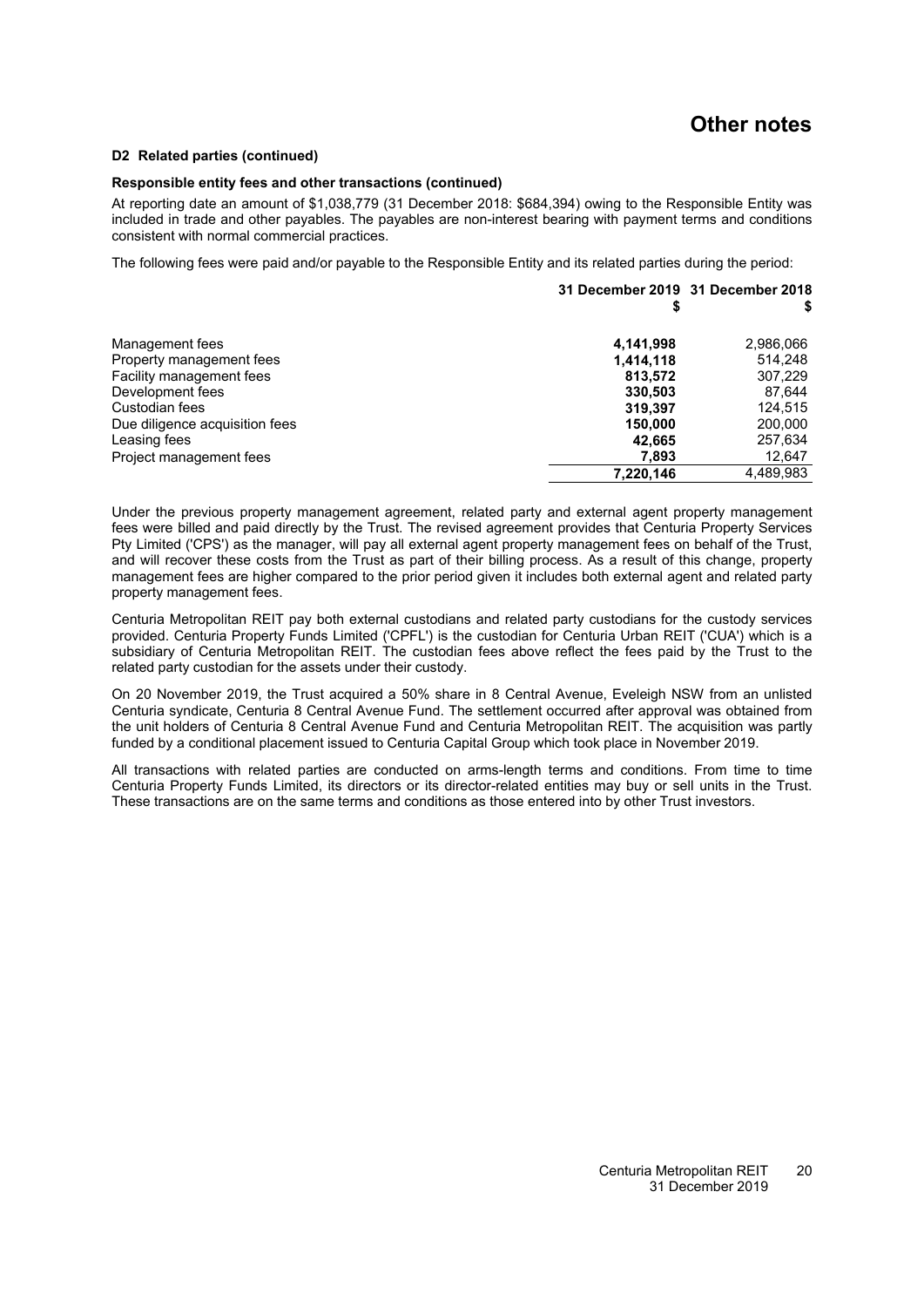# Other notes

**D2 Related parties (continued)**

**Responsible entity fees and other transactions (continued)**

At reporting date an amount of $1,038,779 (31 December 2018: $684,394) owing to the Responsible Entity was included in trade and other payables. The payables are non-interest bearing with payment terms and conditions consistent with normal commercial practices.

The following fees were paid and/or payable to the Responsible Entity and its related parties during the period:

| | 31 December 2019 $ | 31 December 2018 $ |
|---|---|---|
| Management fees | **4,141,998** | 2,986,066 |
| Property management fees | **1,414,118** | 514,248 |
| Facility management fees | **813,572** | 307,229 |
| Development fees | **330,503** | 87,644 |
| Custodian fees | **319,397** | 124,515 |
| Due diligence acquisition fees | **150,000** | 200,000 |
| Leasing fees | **42,665** | 257,634 |
| Project management fees | **7,893** | 12,647 |
| | **7,220,146** | 4,489,983 |

Under the previous property management agreement, related party and external agent property management fees were billed and paid directly by the Trust. The revised agreement provides that Centuria Property Services Pty Limited ('CPS') as the manager, will pay all external agent property management fees on behalf of the Trust, and will recover these costs from the Trust as part of their billing process. As a result of this change, property management fees are higher compared to the prior period given it includes both external agent and related party property management fees.

Centuria Metropolitan REIT pay both external custodians and related party custodians for the custody services provided. Centuria Property Funds Limited ('CPFL') is the custodian for Centuria Urban REIT ('CUA') which is a subsidiary of Centuria Metropolitan REIT. The custodian fees above reflect the fees paid by the Trust to the related party custodian for the assets under their custody.

On 20 November 2019, the Trust acquired a 50% share in 8 Central Avenue, Eveleigh NSW from an unlisted Centuria syndicate, Centuria 8 Central Avenue Fund. The settlement occurred after approval was obtained from the unit holders of Centuria 8 Central Avenue Fund and Centuria Metropolitan REIT. The acquisition was partly funded by a conditional placement issued to Centuria Capital Group which took place in November 2019.

All transactions with related parties are conducted on arms-length terms and conditions. From time to time Centuria Property Funds Limited, its directors or its director-related entities may buy or sell units in the Trust. These transactions are on the same terms and conditions as those entered into by other Trust investors.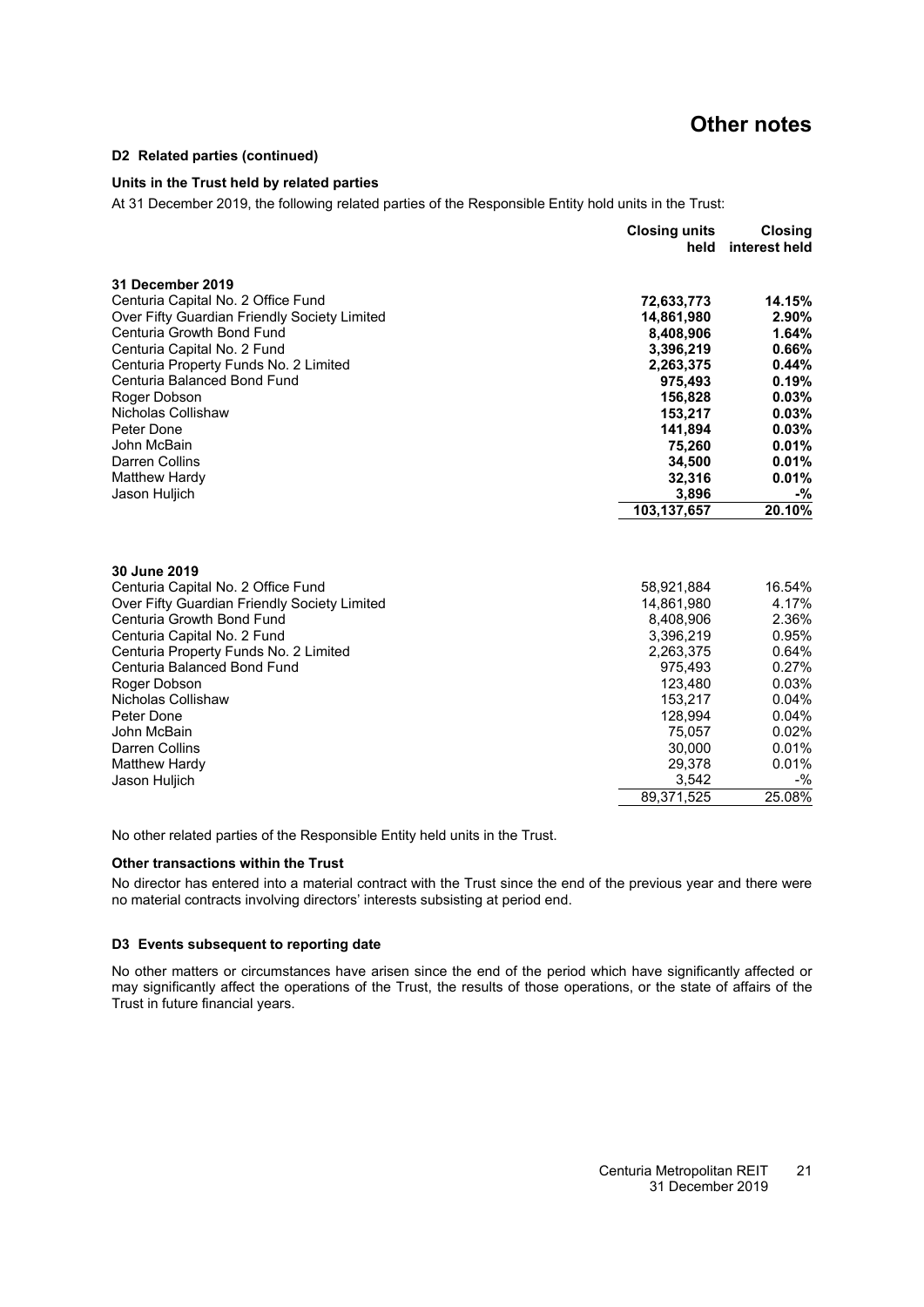# Other notes

**D2 Related parties (continued)**

**Units in the Trust held by related parties**

At 31 December 2019, the following related parties of the Responsible Entity hold units in the Trust:

| | Closing units held | Closing interest held |
|---|---|---|
| **31 December 2019** | | |
| Centuria Capital No. 2 Office Fund | **72,633,773** | **14.15%** |
| Over Fifty Guardian Friendly Society Limited | **14,861,980** | **2.90%** |
| Centuria Growth Bond Fund | **8,408,906** | **1.64%** |
| Centuria Capital No. 2 Fund | **3,396,219** | **0.66%** |
| Centuria Property Funds No. 2 Limited | **2,263,375** | **0.44%** |
| Centuria Balanced Bond Fund | **975,493** | **0.19%** |
| Roger Dobson | **156,828** | **0.03%** |
| Nicholas Collishaw | **153,217** | **0.03%** |
| Peter Done | **141,894** | **0.03%** |
| John McBain | **75,260** | **0.01%** |
| Darren Collins | **34,500** | **0.01%** |
| Matthew Hardy | **32,316** | **0.01%** |
| Jason Huljich | **3,896** | **-%** |
| | **103,137,657** | **20.10%** |
| **30 June 2019** | | |
| Centuria Capital No. 2 Office Fund | 58,921,884 | 16.54% |
| Over Fifty Guardian Friendly Society Limited | 14,861,980 | 4.17% |
| Centuria Growth Bond Fund | 8,408,906 | 2.36% |
| Centuria Capital No. 2 Fund | 3,396,219 | 0.95% |
| Centuria Property Funds No. 2 Limited | 2,263,375 | 0.64% |
| Centuria Balanced Bond Fund | 975,493 | 0.27% |
| Roger Dobson | 123,480 | 0.03% |
| Nicholas Collishaw | 153,217 | 0.04% |
| Peter Done | 128,994 | 0.04% |
| John McBain | 75,057 | 0.02% |
| Darren Collins | 30,000 | 0.01% |
| Matthew Hardy | 29,378 | 0.01% |
| Jason Huljich | 3,542 | -% |
| | 89,371,525 | 25.08% |

No other related parties of the Responsible Entity held units in the Trust.

**Other transactions within the Trust**

No director has entered into a material contract with the Trust since the end of the previous year and there were no material contracts involving directors' interests subsisting at period end.

**D3 Events subsequent to reporting date**

No other matters or circumstances have arisen since the end of the period which have significantly affected or may significantly affect the operations of the Trust, the results of those operations, or the state of affairs of the Trust in future financial years.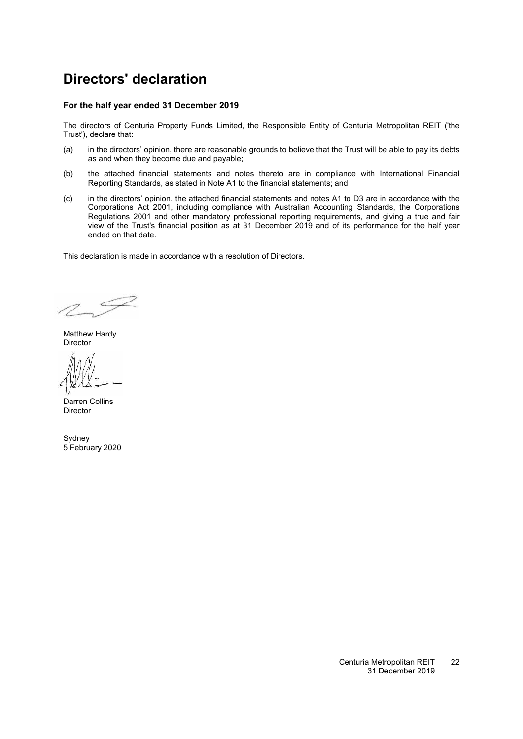# Directors' declaration

**For the half year ended 31 December 2019**

The directors of Centuria Property Funds Limited, the Responsible Entity of Centuria Metropolitan REIT ('the Trust'), declare that:

(a) in the directors' opinion, there are reasonable grounds to believe that the Trust will be able to pay its debts as and when they become due and payable;

(b) the attached financial statements and notes thereto are in compliance with International Financial Reporting Standards, as stated in Note A1 to the financial statements; and

(c) in the directors' opinion, the attached financial statements and notes A1 to D3 are in accordance with the Corporations Act 2001, including compliance with Australian Accounting Standards, the Corporations Regulations 2001 and other mandatory professional reporting requirements, and giving a true and fair view of the Trust's financial position as at 31 December 2019 and of its performance for the half year ended on that date.

This declaration is made in accordance with a resolution of Directors.

Matthew Hardy
Director

Darren Collins
Director

Sydney
5 February 2020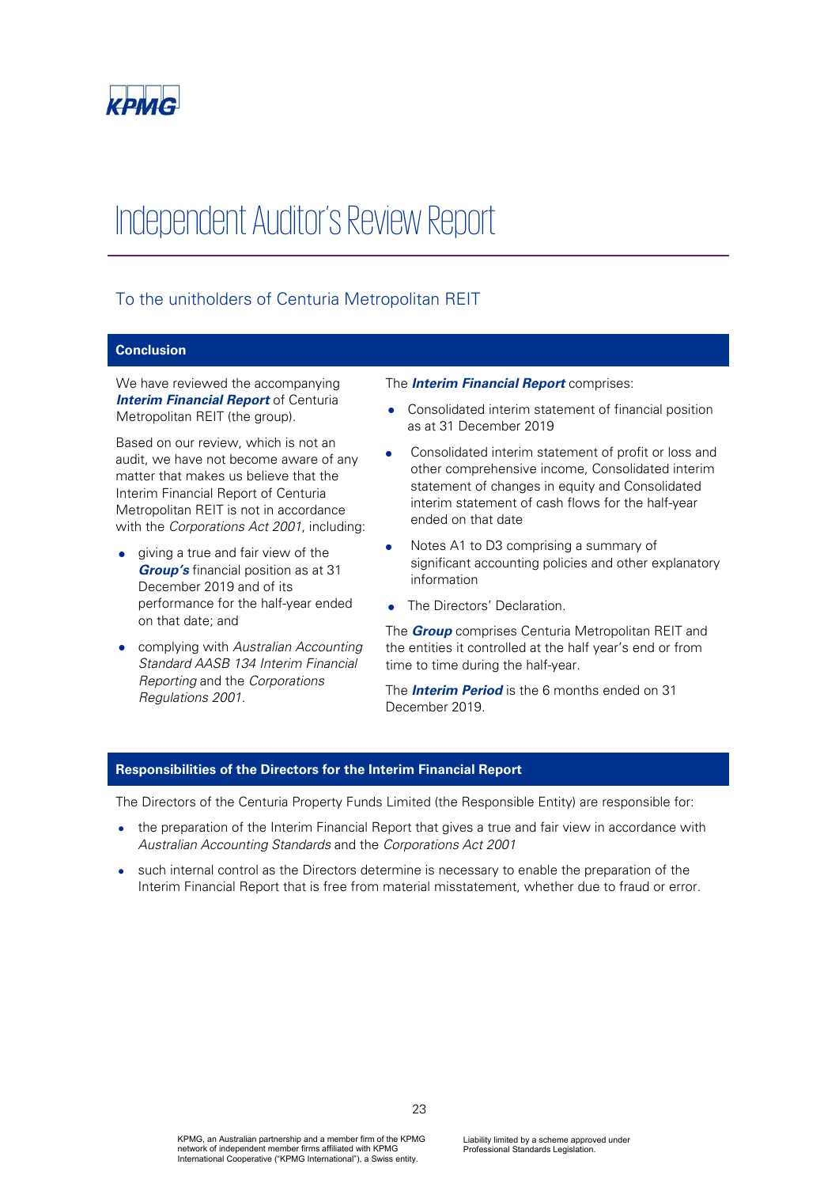KPMG

# Independent Auditor's Review Report

## To the unitholders of Centuria Metropolitan REIT

### Conclusion

We have reviewed the accompanying ***Interim Financial Report*** of Centuria Metropolitan REIT (the group).

Based on our review, which is not an audit, we have not become aware of any matter that makes us believe that the Interim Financial Report of Centuria Metropolitan REIT is not in accordance with the *Corporations Act 2001*, including:

- giving a true and fair view of the ***Group's*** financial position as at 31 December 2019 and of its performance for the half-year ended on that date; and
- complying with *Australian Accounting Standard AASB 134 Interim Financial Reporting* and the *Corporations Regulations 2001*.

The ***Interim Financial Report*** comprises:

- Consolidated interim statement of financial position as at 31 December 2019
- Consolidated interim statement of profit or loss and other comprehensive income, Consolidated interim statement of changes in equity and Consolidated interim statement of cash flows for the half-year ended on that date
- Notes A1 to D3 comprising a summary of significant accounting policies and other explanatory information
- The Directors' Declaration.

The ***Group*** comprises Centuria Metropolitan REIT and the entities it controlled at the half year's end or from time to time during the half-year.

The ***Interim Period*** is the 6 months ended on 31 December 2019.

### Responsibilities of the Directors for the Interim Financial Report

The Directors of the Centuria Property Funds Limited (the Responsible Entity) are responsible for:

- the preparation of the Interim Financial Report that gives a true and fair view in accordance with *Australian Accounting Standards* and the *Corporations Act 2001*
- such internal control as the Directors determine is necessary to enable the preparation of the Interim Financial Report that is free from material misstatement, whether due to fraud or error.

KPMG, an Australian partnership and a member firm of the KPMG network of independent member firms affiliated with KPMG International Cooperative ("KPMG International"), a Swiss entity.

Liability limited by a scheme approved under Professional Standards Legislation.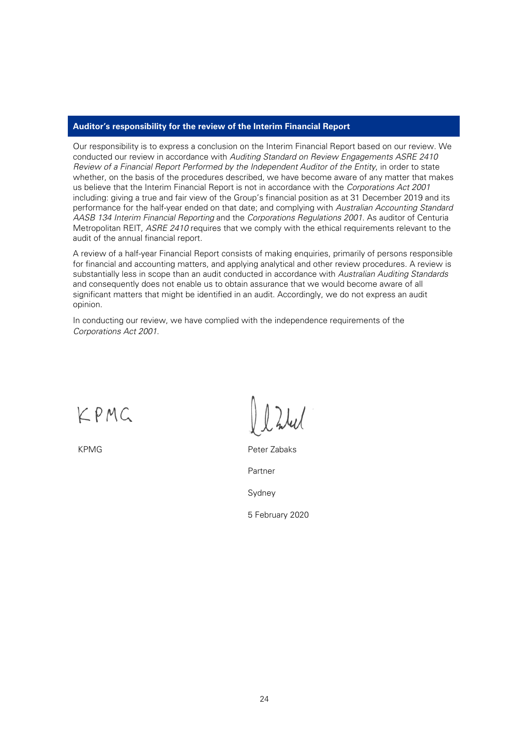## Auditor's responsibility for the review of the Interim Financial Report

Our responsibility is to express a conclusion on the Interim Financial Report based on our review. We conducted our review in accordance with *Auditing Standard on Review Engagements ASRE 2410 Review of a Financial Report Performed by the Independent Auditor of the Entity*, in order to state whether, on the basis of the procedures described, we have become aware of any matter that makes us believe that the Interim Financial Report is not in accordance with the *Corporations Act 2001* including: giving a true and fair view of the Group's financial position as at 31 December 2019 and its performance for the half-year ended on that date; and complying with *Australian Accounting Standard AASB 134 Interim Financial Reporting* and the *Corporations Regulations 2001*. As auditor of Centuria Metropolitan REIT, *ASRE 2410* requires that we comply with the ethical requirements relevant to the audit of the annual financial report.

A review of a half-year Financial Report consists of making enquiries, primarily of persons responsible for financial and accounting matters, and applying analytical and other review procedures. A review is substantially less in scope than an audit conducted in accordance with *Australian Auditing Standards* and consequently does not enable us to obtain assurance that we would become aware of all significant matters that might be identified in an audit. Accordingly, we do not express an audit opinion.

In conducting our review, we have complied with the independence requirements of the *Corporations Act 2001*.

KPMG

Peter Zabaks

Partner

Sydney

5 February 2020